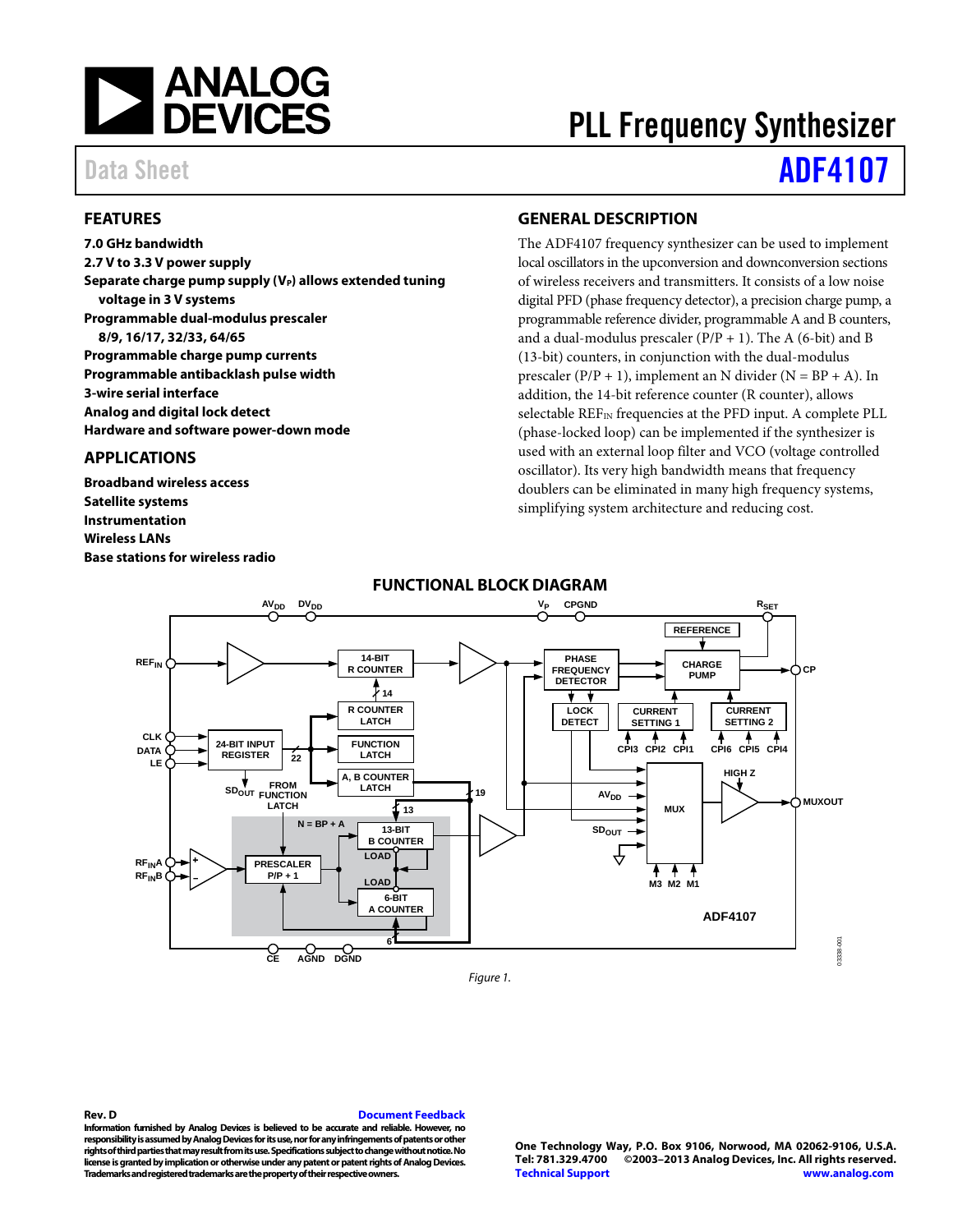# PLL Frequency Synthesizer

Data Sheet **ADF4107**

## FEATURES

**7.0 GHz bandwidth**
**2.7 V to 3.3 V power supply**
**Separate charge pump supply ($V_P$) allows extended tuning voltage in 3 V systems**
**Programmable dual-modulus prescaler 8/9, 16/17, 32/33, 64/65**
**Programmable charge pump currents**
**Programmable antibacklash pulse width**
**3-wire serial interface**
**Analog and digital lock detect**
**Hardware and software power-down mode**

## APPLICATIONS

**Broadband wireless access**
**Satellite systems**
**Instrumentation**
**Wireless LANs**
**Base stations for wireless radio**

## GENERAL DESCRIPTION

The ADF4107 frequency synthesizer can be used to implement local oscillators in the upconversion and downconversion sections of wireless receivers and transmitters. It consists of a low noise digital PFD (phase frequency detector), a precision charge pump, a programmable reference divider, programmable A and B counters, and a dual-modulus prescaler (P/P + 1). The A (6-bit) and B (13-bit) counters, in conjunction with the dual-modulus prescaler (P/P + 1), implement an N divider (N = BP + A). In addition, the 14-bit reference counter (R counter), allows selectable $REF_{IN}$ frequencies at the PFD input. A complete PLL (phase-locked loop) can be implemented if the synthesizer is used with an external loop filter and VCO (voltage controlled oscillator). Its very high bandwidth means that frequency doublers can be eliminated in many high frequency systems, simplifying system architecture and reducing cost.

## FUNCTIONAL BLOCK DIAGRAM

Figure 1.

Rev. D

Document Feedback

Information furnished by Analog Devices is believed to be accurate and reliable. However, no responsibility is assumed by Analog Devices for its use, nor for any infringements of patents or other rights of third parties that may result from its use. Specifications subject to change without notice. No license is granted by implication or otherwise under any patent or patent rights of Analog Devices. Trademarks and registered trademarks are the property of their respective owners.

One Technology Way, P.O. Box 9106, Norwood, MA 02062-9106, U.S.A.
Tel: 781.329.4700 ©2003–2013 Analog Devices, Inc. All rights reserved.
Technical Support www.analog.com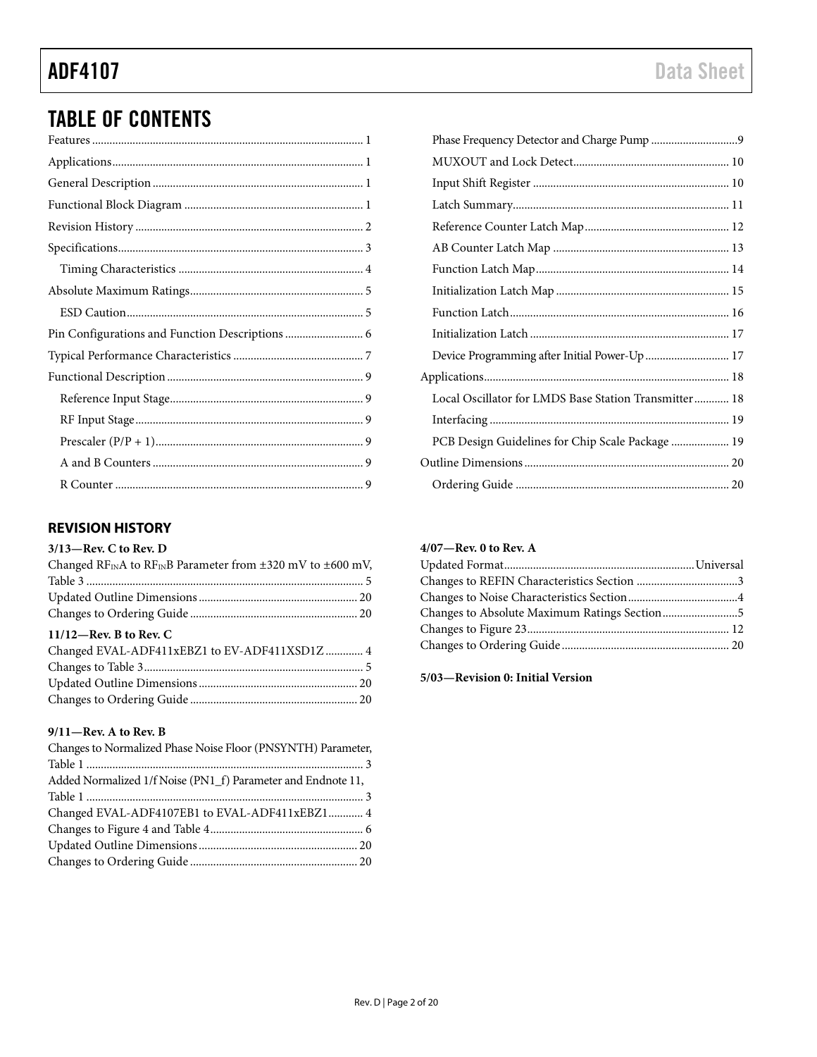## TABLE OF CONTENTS

Features ... 1
Applications ... 1
General Description ... 1
Functional Block Diagram ... 1
Revision History ... 2
Specifications ... 3
- Timing Characteristics ... 4

Absolute Maximum Ratings ... 5
- ESD Caution ... 5

Pin Configurations and Function Descriptions ... 6
Typical Performance Characteristics ... 7
Functional Description ... 9
- Reference Input Stage ... 9
- RF Input Stage ... 9
- Prescaler (P/P + 1) ... 9
- A and B Counters ... 9
- R Counter ... 9
- Phase Frequency Detector and Charge Pump ... 9
- MUXOUT and Lock Detect ... 10
- Input Shift Register ... 10
- Latch Summary ... 11
- Reference Counter Latch Map ... 12
- AB Counter Latch Map ... 13
- Function Latch Map ... 14
- Initialization Latch Map ... 15
- Function Latch ... 16
- Initialization Latch ... 17
- Device Programming after Initial Power-Up ... 17

Applications ... 18
- Local Oscillator for LMDS Base Station Transmitter ... 18
- Interfacing ... 19
- PCB Design Guidelines for Chip Scale Package ... 19

Outline Dimensions ... 20
- Ordering Guide ... 20

## REVISION HISTORY

**3/13—Rev. C to Rev. D**

Changed $RF_{IN}A$ to $RF_{IN}B$ Parameter from ±320 mV to ±600 mV, Table 3 ... 5
Updated Outline Dimensions ... 20
Changes to Ordering Guide ... 20

**11/12—Rev. B to Rev. C**

Changed EVAL-ADF411xEBZ1 to EV-ADF411XSD1Z ... 4
Changes to Table 3 ... 5
Updated Outline Dimensions ... 20
Changes to Ordering Guide ... 20

**9/11—Rev. A to Rev. B**

Changes to Normalized Phase Noise Floor (PNSYNTH) Parameter, Table 1 ... 3
Added Normalized 1/f Noise (PN1_f) Parameter and Endnote 11, Table 1 ... 3
Changed EVAL-ADF4107EB1 to EVAL-ADF411xEBZ1 ... 4
Changes to Figure 4 and Table 4 ... 6
Updated Outline Dimensions ... 20
Changes to Ordering Guide ... 20

**4/07—Rev. 0 to Rev. A**

Updated Format ... Universal
Changes to REFIN Characteristics Section ... 3
Changes to Noise Characteristics Section ... 4
Changes to Absolute Maximum Ratings Section ... 5
Changes to Figure 23 ... 12
Changes to Ordering Guide ... 20

**5/03—Revision 0: Initial Version**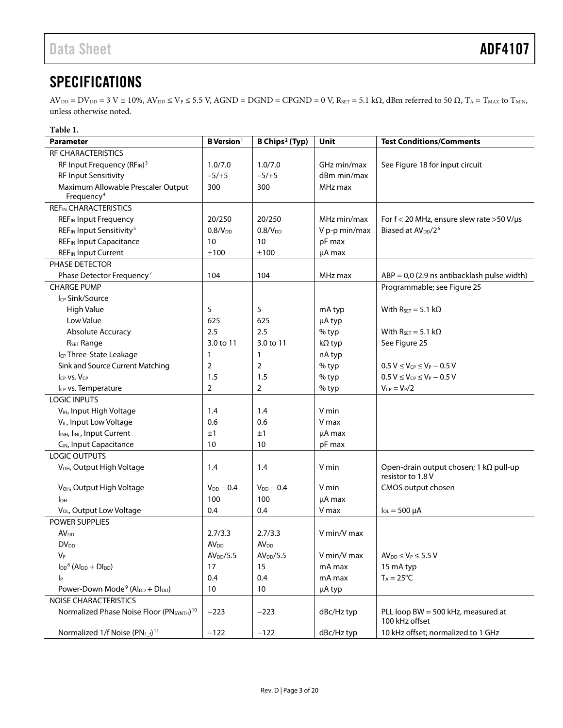## SPECIFICATIONS

$AV_{DD} = DV_{DD} = 3\ V \pm 10\%$, $AV_{DD} \leq V_P \leq 5.5\ V$, AGND = DGND = CPGND = 0 V, $R_{SET} = 5.1\ k\Omega$, dBm referred to 50 Ω, $T_A = T_{MAX}$ to $T_{MIN}$, unless otherwise noted.

**Table 1.**

| Parameter | B Version[1] | B Chips[2] (Typ) | Unit | Test Conditions/Comments |
|---|---|---|---|---|
| RF CHARACTERISTICS | | | | |
| RF Input Frequency ($RF_{IN}$)[3] | 1.0/7.0 | 1.0/7.0 | GHz min/max | See Figure 18 for input circuit |
| RF Input Sensitivity | −5/+5 | −5/+5 | dBm min/max | |
| Maximum Allowable Prescaler Output Frequency[4] | 300 | 300 | MHz max | |
| $REF_{IN}$ CHARACTERISTICS | | | | |
| $REF_{IN}$ Input Frequency | 20/250 | 20/250 | MHz min/max | For f < 20 MHz, ensure slew rate >50 V/μs |
| $REF_{IN}$ Input Sensitivity[5] | $0.8/V_{DD}$ | $0.8/V_{DD}$ | V p-p min/max | Biased at $AV_{DD}/2$[6] |
| $REF_{IN}$ Input Capacitance | 10 | 10 | pF max | |
| $REF_{IN}$ Input Current | ±100 | ±100 | μA max | |
| PHASE DETECTOR | | | | |
| Phase Detector Frequency[7] | 104 | 104 | MHz max | ABP = 0,0 (2.9 ns antibacklash pulse width) |
| CHARGE PUMP | | | | Programmable; see Figure 25 |
| $I_{CP}$ Sink/Source | | | | |
| High Value | 5 | 5 | mA typ | With $R_{SET} = 5.1\ k\Omega$ |
| Low Value | 625 | 625 | μA typ | |
| Absolute Accuracy | 2.5 | 2.5 | % typ | With $R_{SET} = 5.1\ k\Omega$ |
| $R_{SET}$ Range | 3.0 to 11 | 3.0 to 11 | kΩ typ | See Figure 25 |
| $I_{CP}$ Three-State Leakage | 1 | 1 | nA typ | |
| Sink and Source Current Matching | 2 | 2 | % typ | $0.5\ V \leq V_{CP} \leq V_P - 0.5\ V$ |
| $I_{CP}$ vs. $V_{CP}$ | 1.5 | 1.5 | % typ | $0.5\ V \leq V_{CP} \leq V_P - 0.5\ V$ |
| $I_{CP}$ vs. Temperature | 2 | 2 | % typ | $V_{CP} = V_P/2$ |
| LOGIC INPUTS | | | | |
| $V_{IH}$, Input High Voltage | 1.4 | 1.4 | V min | |
| $V_{IL}$, Input Low Voltage | 0.6 | 0.6 | V max | |
| $I_{INH}$, $I_{INL}$, Input Current | ±1 | ±1 | μA max | |
| $C_{IN}$, Input Capacitance | 10 | 10 | pF max | |
| LOGIC OUTPUTS | | | | |
| $V_{OH}$, Output High Voltage | 1.4 | 1.4 | V min | Open-drain output chosen; 1 kΩ pull-up resistor to 1.8 V |
| $V_{OH}$, Output High Voltage | $V_{DD} - 0.4$ | $V_{DD} - 0.4$ | V min | CMOS output chosen |
| $I_{OH}$ | 100 | 100 | μA max | |
| $V_{OL}$, Output Low Voltage | 0.4 | 0.4 | V max | $I_{OL} = 500\ \mu A$ |
| POWER SUPPLIES | | | | |
| $AV_{DD}$ | 2.7/3.3 | 2.7/3.3 | V min/V max | |
| $DV_{DD}$ | $AV_{DD}$ | $AV_{DD}$ | | |
| $V_P$ | $AV_{DD}/5.5$ | $AV_{DD}/5.5$ | V min/V max | $AV_{DD} \leq V_P \leq 5.5\ V$ |
| $I_{DD}$[8] ($AI_{DD} + DI_{DD}$) | 17 | 15 | mA max | 15 mA typ |
| $I_P$ | 0.4 | 0.4 | mA max | $T_A = 25°C$ |
| Power-Down Mode[9] ($AI_{DD} + DI_{DD}$) | 10 | 10 | μA typ | |
| NOISE CHARACTERISTICS | | | | |
| Normalized Phase Noise Floor ($PN_{SYNTH}$)[10] | −223 | −223 | dBc/Hz typ | PLL loop BW = 500 kHz, measured at 100 kHz offset |
| Normalized 1/f Noise ($PN_{1\_f}$)[11] | −122 | −122 | dBc/Hz typ | 10 kHz offset; normalized to 1 GHz |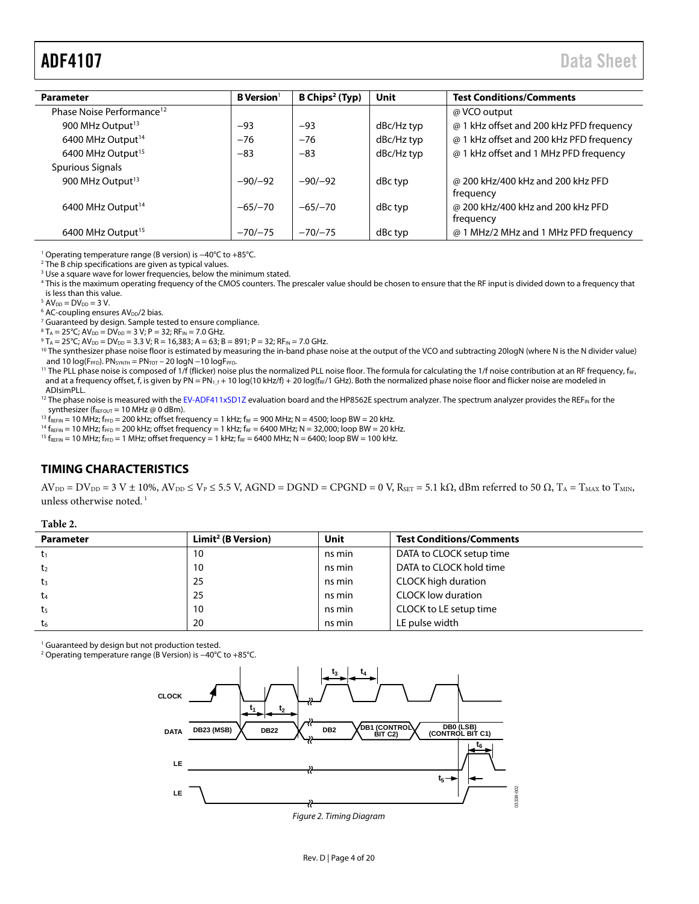| Parameter | B Version[1] | B Chips[2] (Typ) | Unit | Test Conditions/Comments |
|---|---|---|---|---|
| Phase Noise Performance[12] | | | | @ VCO output |
| 900 MHz Output[13] | −93 | −93 | dBc/Hz typ | @ 1 kHz offset and 200 kHz PFD frequency |
| 6400 MHz Output[14] | −76 | −76 | dBc/Hz typ | @ 1 kHz offset and 200 kHz PFD frequency |
| 6400 MHz Output[15] | −83 | −83 | dBc/Hz typ | @ 1 kHz offset and 1 MHz PFD frequency |
| Spurious Signals | | | | |
| 900 MHz Output[13] | −90/−92 | −90/−92 | dBc typ | @ 200 kHz/400 kHz and 200 kHz PFD frequency |
| 6400 MHz Output[14] | −65/−70 | −65/−70 | dBc typ | @ 200 kHz/400 kHz and 200 kHz PFD frequency |
| 6400 MHz Output[15] | −70/−75 | −70/−75 | dBc typ | @ 1 MHz/2 MHz and 1 MHz PFD frequency |

[1] Operating temperature range (B version) is −40°C to +85°C.
[2] The B chip specifications are given as typical values.
[3] Use a square wave for lower frequencies, below the minimum stated.
[4] This is the maximum operating frequency of the CMOS counters. The prescaler value should be chosen to ensure that the RF input is divided down to a frequency that is less than this value.
[5] $AV_{DD} = DV_{DD} = 3$ V.
[6] AC-coupling ensures $AV_{DD}/2$ bias.
[7] Guaranteed by design. Sample tested to ensure compliance.
[8] $T_A = 25°C$; $AV_{DD} = DV_{DD} = 3$ V; P = 32; $RF_{IN} = 7.0$ GHz.
[9] $T_A = 25°C$; $AV_{DD} = DV_{DD} = 3.3$ V; R = 16,383; A = 63; B = 891; P = 32; $RF_{IN} = 7.0$ GHz.
[10] The synthesizer phase noise floor is estimated by measuring the in-band phase noise at the output of the VCO and subtracting 20logN (where N is the N divider value) and 10 log($F_{PFD}$). $PN_{SYNTH} = PN_{TOT} - 20\log N - 10\log F_{PFD}$.
[11] The PLL phase noise is composed of 1/f (flicker) noise plus the normalized PLL noise floor. The formula for calculating the 1/f noise contribution at an RF frequency, $f_{RF}$, and at a frequency offset, f, is given by $PN = PN_{1\_f} + 10\log(10\text{ kHz}/f) + 20\log(f_{RF}/1\text{ GHz})$. Both the normalized phase noise floor and flicker noise are modeled in ADIsimPLL.
[12] The phase noise is measured with the EV-ADF411xSD1Z evaluation board and the HP8562E spectrum analyzer. The spectrum analyzer provides the $REF_{IN}$ for the synthesizer ($f_{REFOUT} = 10$ MHz @ 0 dBm).
[13] $f_{REFIN} = 10$ MHz; $f_{PFD} = 200$ kHz; offset frequency = 1 kHz; $f_{RF} = 900$ MHz; N = 4500; loop BW = 20 kHz.
[14] $f_{REFIN} = 10$ MHz; $f_{PFD} = 200$ kHz; offset frequency = 1 kHz; $f_{RF} = 6400$ MHz; N = 32,000; loop BW = 20 kHz.
[15] $f_{REFIN} = 10$ MHz; $f_{PFD} = 1$ MHz; offset frequency = 1 kHz; $f_{RF} = 6400$ MHz; N = 6400; loop BW = 100 kHz.

## TIMING CHARACTERISTICS

$AV_{DD} = DV_{DD} = 3$ V ± 10%, $AV_{DD} \leq V_P \leq 5.5$ V, AGND = DGND = CPGND = 0 V, $R_{SET} = 5.1$ kΩ, dBm referred to 50 Ω, $T_A = T_{MAX}$ to $T_{MIN}$, unless otherwise noted.[1]

**Table 2.**

| Parameter | Limit[2] (B Version) | Unit | Test Conditions/Comments |
|---|---|---|---|
| $t_1$ | 10 | ns min | DATA to CLOCK setup time |
| $t_2$ | 10 | ns min | DATA to CLOCK hold time |
| $t_3$ | 25 | ns min | CLOCK high duration |
| $t_4$ | 25 | ns min | CLOCK low duration |
| $t_5$ | 10 | ns min | CLOCK to LE setup time |
| $t_6$ | 20 | ns min | LE pulse width |

[1] Guaranteed by design but not production tested.
[2] Operating temperature range (B Version) is −40°C to +85°C.

*Figure 2. Timing Diagram*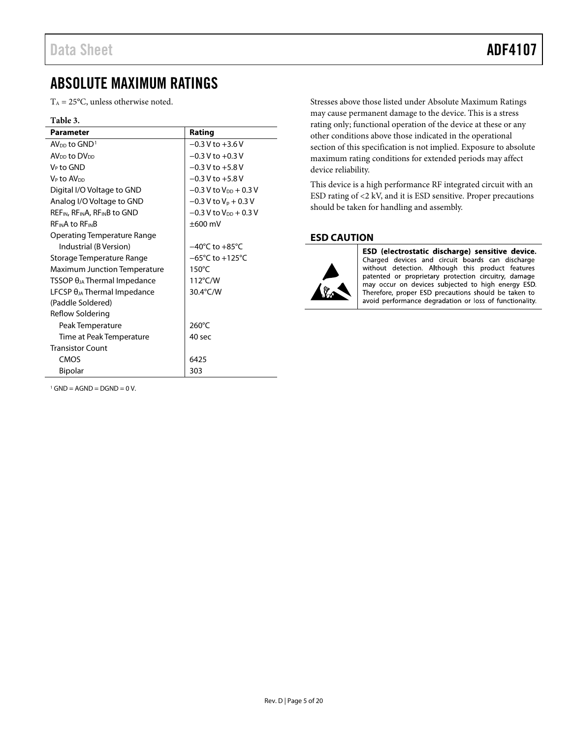# ABSOLUTE MAXIMUM RATINGS

$T_A$ = 25°C, unless otherwise noted.

**Table 3.**

| Parameter | Rating |
|---|---|
| $AV_{DD}$ to GND[1] | −0.3 V to +3.6 V |
| $AV_{DD}$ to $DV_{DD}$ | −0.3 V to +0.3 V |
| $V_P$ to GND | −0.3 V to +5.8 V |
| $V_P$ to $AV_{DD}$ | −0.3 V to +5.8 V |
| Digital I/O Voltage to GND | −0.3 V to $V_{DD}$ + 0.3 V |
| Analog I/O Voltage to GND | −0.3 V to $V_P$ + 0.3 V |
| $REF_{IN}$, $RF_{IN}A$, $RF_{IN}B$ to GND | −0.3 V to $V_{DD}$ + 0.3 V |
| $RF_{IN}A$ to $RF_{IN}B$ | ±600 mV |
| Operating Temperature Range | |
| Industrial (B Version) | −40°C to +85°C |
| Storage Temperature Range | −65°C to +125°C |
| Maximum Junction Temperature | 150°C |
| TSSOP $\theta_{JA}$ Thermal Impedance | 112°C/W |
| LFCSP $\theta_{JA}$ Thermal Impedance (Paddle Soldered) | 30.4°C/W |
| Reflow Soldering | |
| Peak Temperature | 260°C |
| Time at Peak Temperature | 40 sec |
| Transistor Count | |
| CMOS | 6425 |
| Bipolar | 303 |

[1] GND = AGND = DGND = 0 V.

Stresses above those listed under Absolute Maximum Ratings may cause permanent damage to the device. This is a stress rating only; functional operation of the device at these or any other conditions above those indicated in the operational section of this specification is not implied. Exposure to absolute maximum rating conditions for extended periods may affect device reliability.

This device is a high performance RF integrated circuit with an ESD rating of <2 kV, and it is ESD sensitive. Proper precautions should be taken for handling and assembly.

## ESD CAUTION

**ESD (electrostatic discharge) sensitive device.** Charged devices and circuit boards can discharge without detection. Although this product features patented or proprietary protection circuitry, damage may occur on devices subjected to high energy ESD. Therefore, proper ESD precautions should be taken to avoid performance degradation or loss of functionality.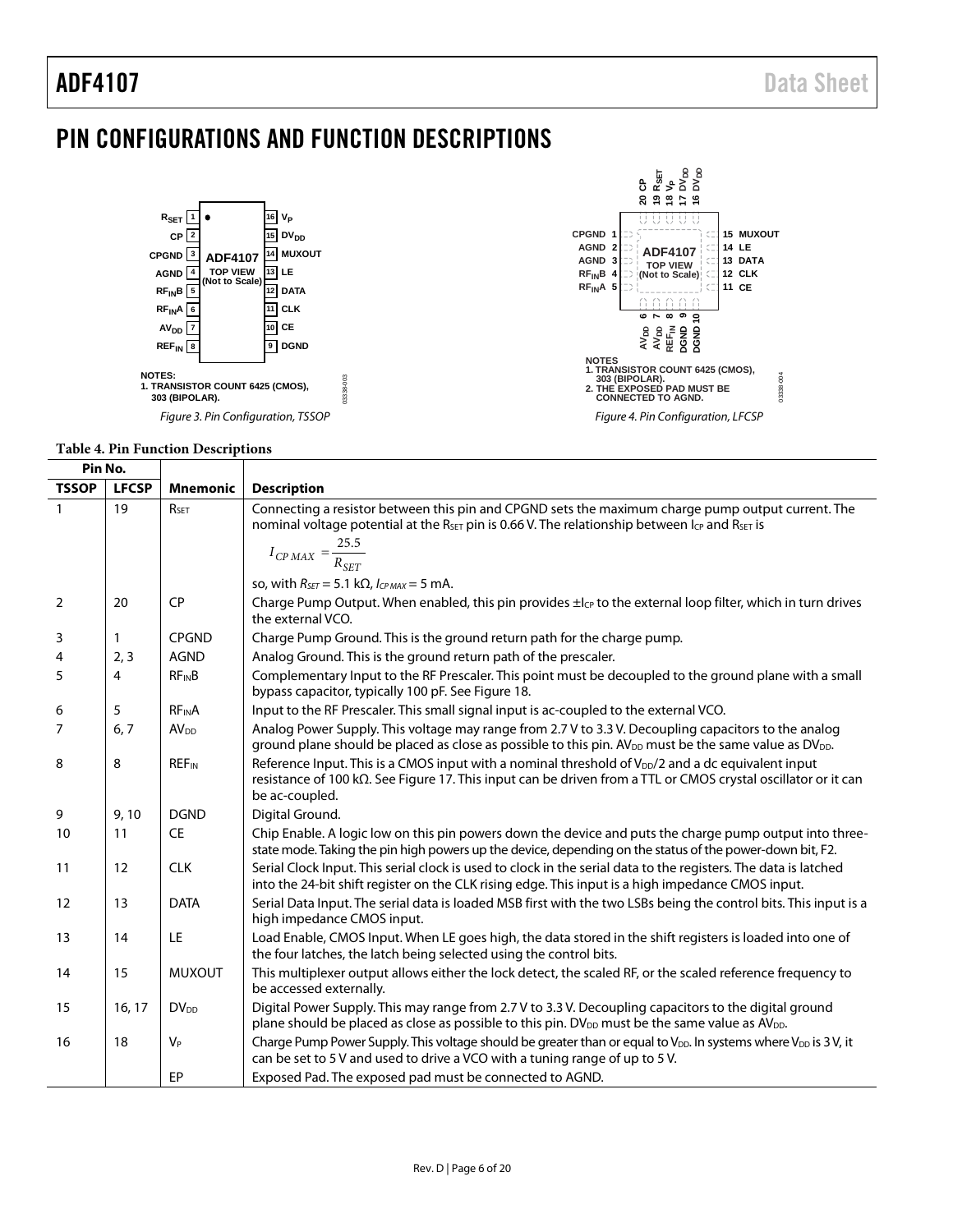# PIN CONFIGURATIONS AND FUNCTION DESCRIPTIONS

NOTES:
1. TRANSISTOR COUNT 6425 (CMOS), 303 (BIPOLAR).

*Figure 3. Pin Configuration, TSSOP*

NOTES
1. TRANSISTOR COUNT 6425 (CMOS), 303 (BIPOLAR).
2. THE EXPOSED PAD MUST BE CONNECTED TO AGND.

*Figure 4. Pin Configuration, LFCSP*

**Table 4. Pin Function Descriptions**

| Pin No. | | | |
|---|---|---|---|
| **TSSOP** | **LFCSP** | **Mnemonic** | **Description** |
| 1 | 19 | $R_{SET}$ | Connecting a resistor between this pin and CPGND sets the maximum charge pump output current. The nominal voltage potential at the $R_{SET}$ pin is 0.66 V. The relationship between $I_{CP}$ and $R_{SET}$ is $I_{CP\,MAX} = \frac{25.5}{R_{SET}}$ so, with $R_{SET}$ = 5.1 kΩ, $I_{CP\,MAX}$ = 5 mA. |
| 2 | 20 | CP | Charge Pump Output. When enabled, this pin provides $\pm I_{CP}$ to the external loop filter, which in turn drives the external VCO. |
| 3 | 1 | CPGND | Charge Pump Ground. This is the ground return path for the charge pump. |
| 4 | 2, 3 | AGND | Analog Ground. This is the ground return path of the prescaler. |
| 5 | 4 | $RF_{IN}B$ | Complementary Input to the RF Prescaler. This point must be decoupled to the ground plane with a small bypass capacitor, typically 100 pF. See Figure 18. |
| 6 | 5 | $RF_{IN}A$ | Input to the RF Prescaler. This small signal input is ac-coupled to the external VCO. |
| 7 | 6, 7 | $AV_{DD}$ | Analog Power Supply. This voltage may range from 2.7 V to 3.3 V. Decoupling capacitors to the analog ground plane should be placed as close as possible to this pin. $AV_{DD}$ must be the same value as $DV_{DD}$. |
| 8 | 8 | $REF_{IN}$ | Reference Input. This is a CMOS input with a nominal threshold of $V_{DD}/2$ and a dc equivalent input resistance of 100 kΩ. See Figure 17. This input can be driven from a TTL or CMOS crystal oscillator or it can be ac-coupled. |
| 9 | 9, 10 | DGND | Digital Ground. |
| 10 | 11 | CE | Chip Enable. A logic low on this pin powers down the device and puts the charge pump output into three-state mode. Taking the pin high powers up the device, depending on the status of the power-down bit, F2. |
| 11 | 12 | CLK | Serial Clock Input. This serial clock is used to clock in the serial data to the registers. The data is latched into the 24-bit shift register on the CLK rising edge. This input is a high impedance CMOS input. |
| 12 | 13 | DATA | Serial Data Input. The serial data is loaded MSB first with the two LSBs being the control bits. This input is a high impedance CMOS input. |
| 13 | 14 | LE | Load Enable, CMOS Input. When LE goes high, the data stored in the shift registers is loaded into one of the four latches, the latch being selected using the control bits. |
| 14 | 15 | MUXOUT | This multiplexer output allows either the lock detect, the scaled RF, or the scaled reference frequency to be accessed externally. |
| 15 | 16, 17 | $DV_{DD}$ | Digital Power Supply. This may range from 2.7 V to 3.3 V. Decoupling capacitors to the digital ground plane should be placed as close as possible to this pin. $DV_{DD}$ must be the same value as $AV_{DD}$. |
| 16 | 18 | $V_P$ | Charge Pump Power Supply. This voltage should be greater than or equal to $V_{DD}$. In systems where $V_{DD}$ is 3 V, it can be set to 5 V and used to drive a VCO with a tuning range of up to 5 V. |
| | | EP | Exposed Pad. The exposed pad must be connected to AGND. |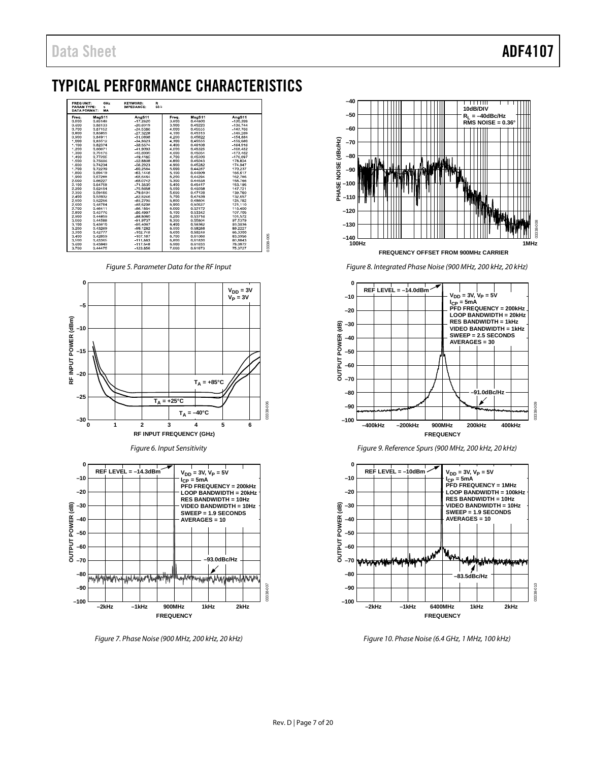# TYPICAL PERFORMANCE CHARACTERISTICS

| FREQ UNIT: GHz | KEYWORD: R | | | | |
|---|---|---|---|---|---|
| PARAM TYPE: s | IMPEDANCE: 50Ω | | | | |
| DATA FORMAT: MA | | | | | |
| Freq. | MagS11 | AngS11 | Freq. | MagS11 | AngS11 |
| 0.500 | 0.89148 | –17.2820 | 3.800 | 0.44800 | –130.399 |
| 0.600 | 0.88133 | –20.6919 | 3.900 | 0.45223 | –136.744 |
| 0.700 | 0.87152 | –24.5386 | 4.000 | 0.45555 | –142.766 |
| 0.800 | 0.85855 | –27.3228 | 4.100 | 0.45313 | –149.269 |
| 0.900 | 0.84911 | –31.0698 | 4.200 | 0.45622 | –154.884 |
| 1.000 | 0.83512 | –34.8623 | 4.300 | 0.45555 | –159.680 |
| 1.100 | 0.82374 | –38.5574 | 4.400 | 0.46108 | –164.916 |
| 1.200 | 0.80871 | –41.9093 | 4.500 | 0.45325 | –168.452 |
| 1.300 | 0.79176 | –45.6990 | 4.600 | 0.45054 | –173.462 |
| 1.400 | 0.77205 | –49.4185 | 4.700 | 0.45200 | –176.697 |
| 1.500 | 0.75696 | –52.8898 | 4.800 | 0.45043 | 178.824 |
| 1.600 | 0.74234 | –56.2923 | 4.900 | 0.45282 | 174.947 |
| 1.700 | 0.72239 | –60.2584 | 5.000 | 0.44287 | 170.237 |
| 1.800 | 0.69419 | –63.1446 | 5.100 | 0.44909 | 166.617 |
| 1.900 | 0.67288 | –65.6464 | 5.200 | 0.44294 | 162.786 |
| 2.000 | 0.66227 | –68.0742 | 5.300 | 0.44558 | 158.766 |
| 2.100 | 0.64758 | –71.3530 | 5.400 | 0.45417 | 153.195 |
| 2.200 | 0.62454 | –75.5658 | 5.500 | 0.46038 | 147.721 |
| 2.300 | 0.59466 | –79.6404 | 5.600 | 0.47128 | 139.760 |
| 2.400 | 0.55932 | –82.8246 | 5.700 | 0.47439 | 132.657 |
| 2.500 | 0.52256 | –85.2795 | 5.800 | 0.48604 | 125.782 |
| 2.600 | 0.48754 | –85.6298 | 5.900 | 0.50637 | 121.110 |
| 2.700 | 0.46411 | –86.1854 | 6.000 | 0.52172 | 115.400 |
| 2.800 | 0.45776 | –86.4997 | 6.100 | 0.53342 | 107.705 |
| 2.900 | 0.44859 | –88.8080 | 6.200 | 0.53716 | 101.572 |
| 3.000 | 0.44588 | –91.9737 | 6.300 | 0.55804 | 97.5379 |
| 3.100 | 0.43810 | –95.4087 | 6.400 | 0.56362 | 93.0936 |
| 3.200 | 0.43269 | –99.1282 | 6.500 | 0.58268 | 89.2227 |
| 3.300 | 0.42777 | –102.748 | 6.600 | 0.59248 | 86.3300 |
| 3.400 | 0.42859 | –107.167 | 6.700 | 0.61066 | 83.0956 |
| 3.500 | 0.43365 | –111.883 | 6.800 | 0.61830 | 80.8843 |
| 3.600 | 0.43849 | –117.548 | 6.900 | 0.61633 | 78.0872 |
| 3.700 | 0.44475 | –123.856 | 7.000 | 0.61673 | 75.3727 |

*Figure 5. Parameter Data for the RF Input*

*Figure 6. Input Sensitivity*

*Figure 7. Phase Noise (900 MHz, 200 kHz, 20 kHz)*

*Figure 8. Integrated Phase Noise (900 MHz, 200 kHz, 20 kHz)*

*Figure 9. Reference Spurs (900 MHz, 200 kHz, 20 kHz)*

*Figure 10. Phase Noise (6.4 GHz, 1 MHz, 100 kHz)*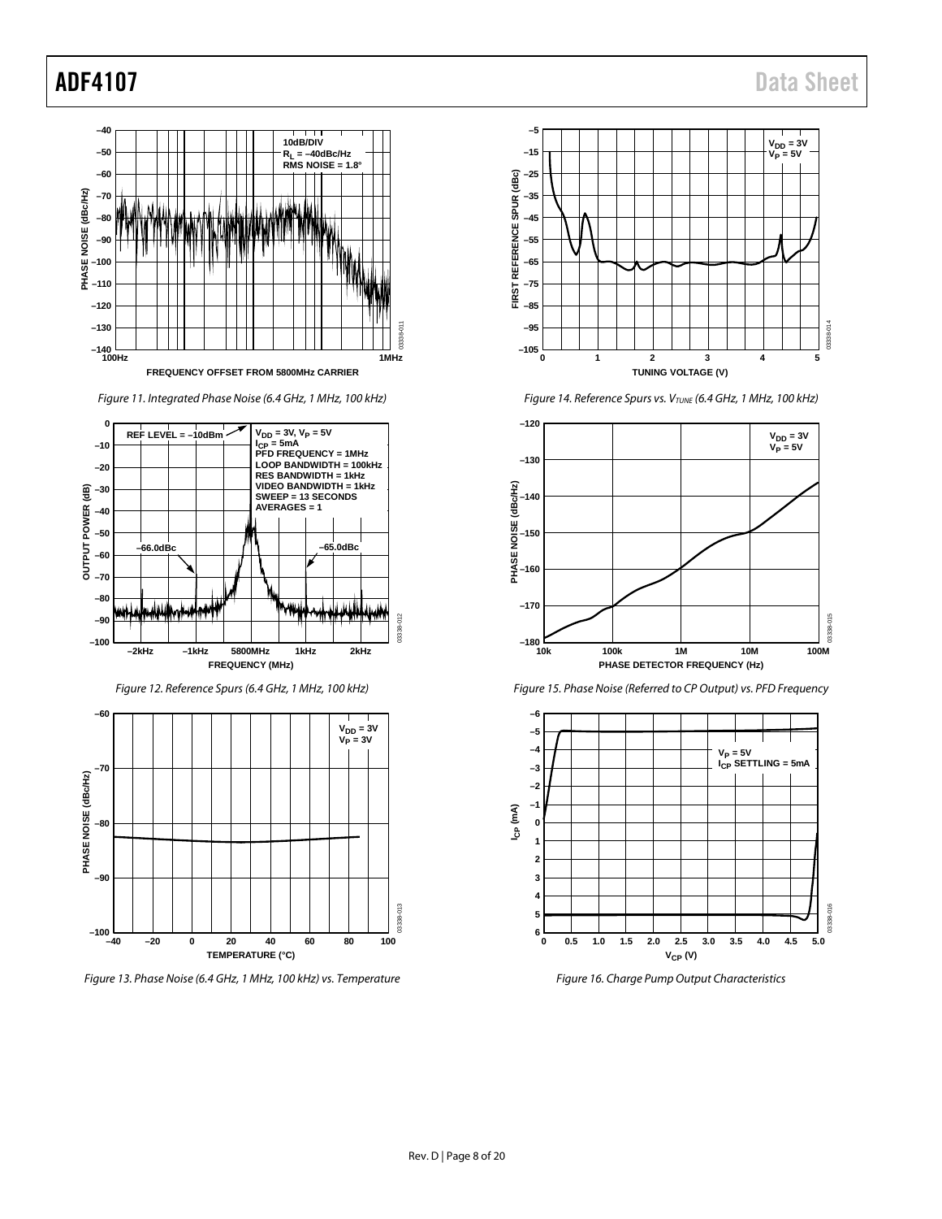Figure 11. Integrated Phase Noise (6.4 GHz, 1 MHz, 100 kHz)

Figure 12. Reference Spurs (6.4 GHz, 1 MHz, 100 kHz)

Figure 13. Phase Noise (6.4 GHz, 1 MHz, 100 kHz) vs. Temperature

Figure 14. Reference Spurs vs. $V_{TUNE}$ (6.4 GHz, 1 MHz, 100 kHz)

Figure 15. Phase Noise (Referred to CP Output) vs. PFD Frequency

Figure 16. Charge Pump Output Characteristics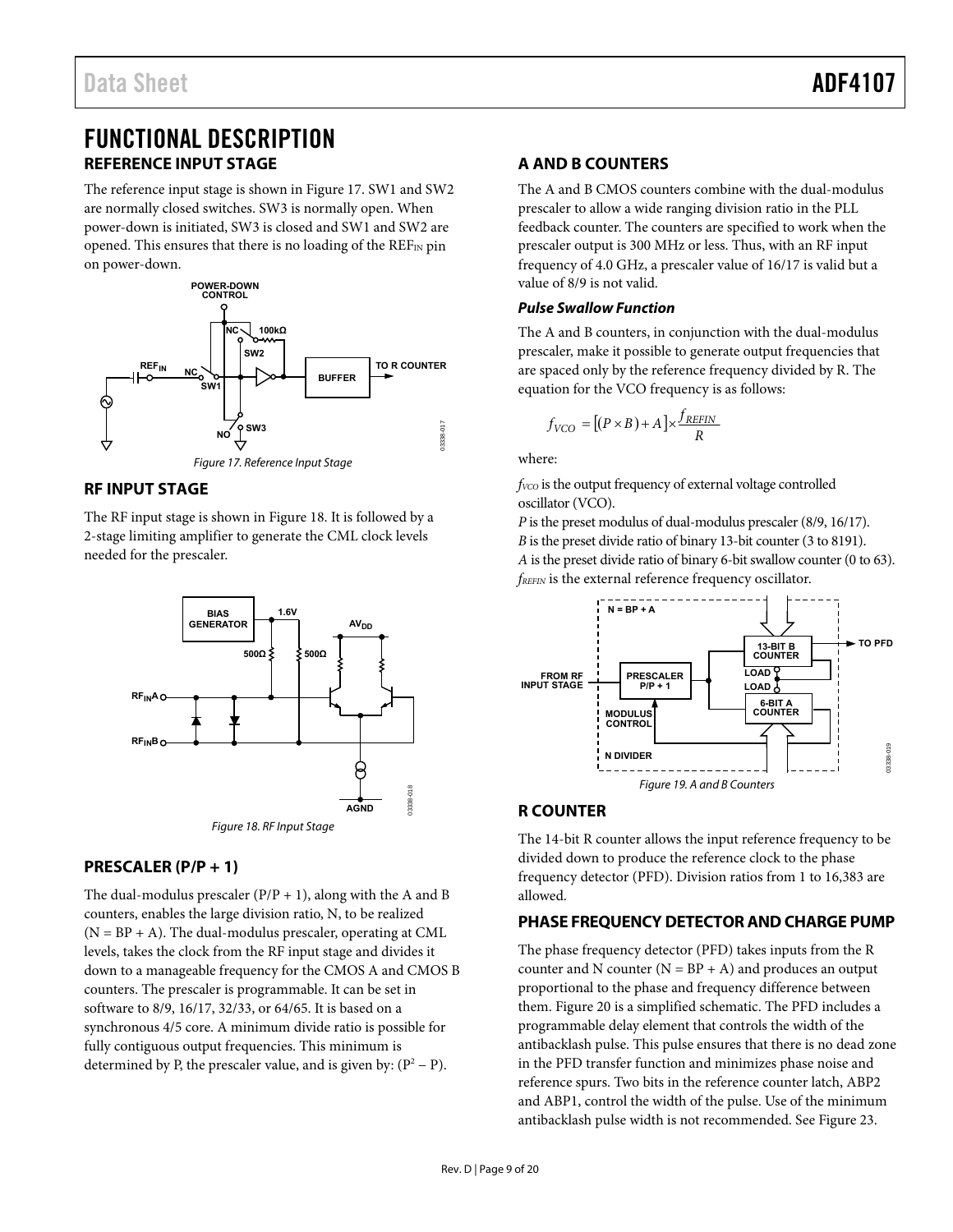# FUNCTIONAL DESCRIPTION

## REFERENCE INPUT STAGE

The reference input stage is shown in Figure 17. SW1 and SW2 are normally closed switches. SW3 is normally open. When power-down is initiated, SW3 is closed and SW1 and SW2 are opened. This ensures that there is no loading of the $REF_{IN}$ pin on power-down.

*Figure 17. Reference Input Stage*

## RF INPUT STAGE

The RF input stage is shown in Figure 18. It is followed by a 2-stage limiting amplifier to generate the CML clock levels needed for the prescaler.

*Figure 18. RF Input Stage*

## PRESCALER (P/P + 1)

The dual-modulus prescaler (P/P + 1), along with the A and B counters, enables the large division ratio, N, to be realized (N = BP + A). The dual-modulus prescaler, operating at CML levels, takes the clock from the RF input stage and divides it down to a manageable frequency for the CMOS A and CMOS B counters. The prescaler is programmable. It can be set in software to 8/9, 16/17, 32/33, or 64/65. It is based on a synchronous 4/5 core. A minimum divide ratio is possible for fully contiguous output frequencies. This minimum is determined by P, the prescaler value, and is given by: $(P^2 - P)$.

## A AND B COUNTERS

The A and B CMOS counters combine with the dual-modulus prescaler to allow a wide ranging division ratio in the PLL feedback counter. The counters are specified to work when the prescaler output is 300 MHz or less. Thus, with an RF input frequency of 4.0 GHz, a prescaler value of 16/17 is valid but a value of 8/9 is not valid.

### *Pulse Swallow Function*

The A and B counters, in conjunction with the dual-modulus prescaler, make it possible to generate output frequencies that are spaced only by the reference frequency divided by R. The equation for the VCO frequency is as follows:

$$f_{VCO} = [(P \times B) + A] \times \frac{f_{REFIN}}{R}$$

where:

$f_{VCO}$ is the output frequency of external voltage controlled oscillator (VCO).
$P$ is the preset modulus of dual-modulus prescaler (8/9, 16/17).
$B$ is the preset divide ratio of binary 13-bit counter (3 to 8191).
$A$ is the preset divide ratio of binary 6-bit swallow counter (0 to 63).
$f_{REFIN}$ is the external reference frequency oscillator.

*Figure 19. A and B Counters*

## R COUNTER

The 14-bit R counter allows the input reference frequency to be divided down to produce the reference clock to the phase frequency detector (PFD). Division ratios from 1 to 16,383 are allowed.

## PHASE FREQUENCY DETECTOR AND CHARGE PUMP

The phase frequency detector (PFD) takes inputs from the R counter and N counter (N = BP + A) and produces an output proportional to the phase and frequency difference between them. Figure 20 is a simplified schematic. The PFD includes a programmable delay element that controls the width of the antibacklash pulse. This pulse ensures that there is no dead zone in the PFD transfer function and minimizes phase noise and reference spurs. Two bits in the reference counter latch, ABP2 and ABP1, control the width of the pulse. Use of the minimum antibacklash pulse width is not recommended. See Figure 23.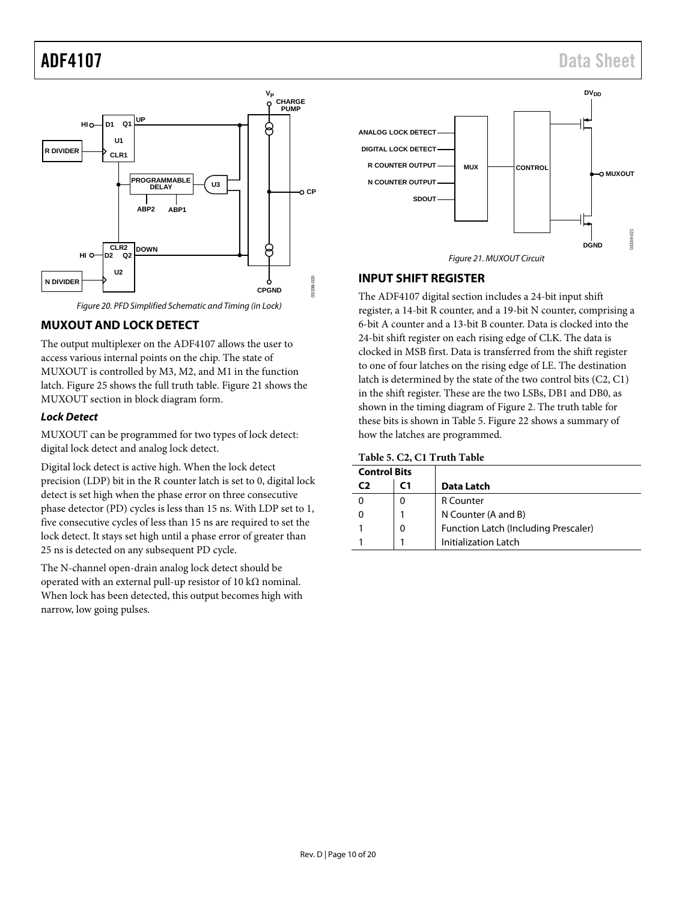Figure 20. PFD Simplified Schematic and Timing (in Lock)

## MUXOUT AND LOCK DETECT

The output multiplexer on the ADF4107 allows the user to access various internal points on the chip. The state of MUXOUT is controlled by M3, M2, and M1 in the function latch. Figure 25 shows the full truth table. Figure 21 shows the MUXOUT section in block diagram form.

### *Lock Detect*

MUXOUT can be programmed for two types of lock detect: digital lock detect and analog lock detect.

Digital lock detect is active high. When the lock detect precision (LDP) bit in the R counter latch is set to 0, digital lock detect is set high when the phase error on three consecutive phase detector (PD) cycles is less than 15 ns. With LDP set to 1, five consecutive cycles of less than 15 ns are required to set the lock detect. It stays set high until a phase error of greater than 25 ns is detected on any subsequent PD cycle.

The N-channel open-drain analog lock detect should be operated with an external pull-up resistor of 10 kΩ nominal. When lock has been detected, this output becomes high with narrow, low going pulses.

Figure 21. MUXOUT Circuit

## INPUT SHIFT REGISTER

The ADF4107 digital section includes a 24-bit input shift register, a 14-bit R counter, and a 19-bit N counter, comprising a 6-bit A counter and a 13-bit B counter. Data is clocked into the 24-bit shift register on each rising edge of CLK. The data is clocked in MSB first. Data is transferred from the shift register to one of four latches on the rising edge of LE. The destination latch is determined by the state of the two control bits (C2, C1) in the shift register. These are the two LSBs, DB1 and DB0, as shown in the timing diagram of Figure 2. The truth table for these bits is shown in Table 5. Figure 22 shows a summary of how the latches are programmed.

**Table 5. C2, C1 Truth Table**

| Control Bits | | |
|---|---|---|
| **C2** | **C1** | **Data Latch** |
| 0 | 0 | R Counter |
| 0 | 1 | N Counter (A and B) |
| 1 | 0 | Function Latch (Including Prescaler) |
| 1 | 1 | Initialization Latch |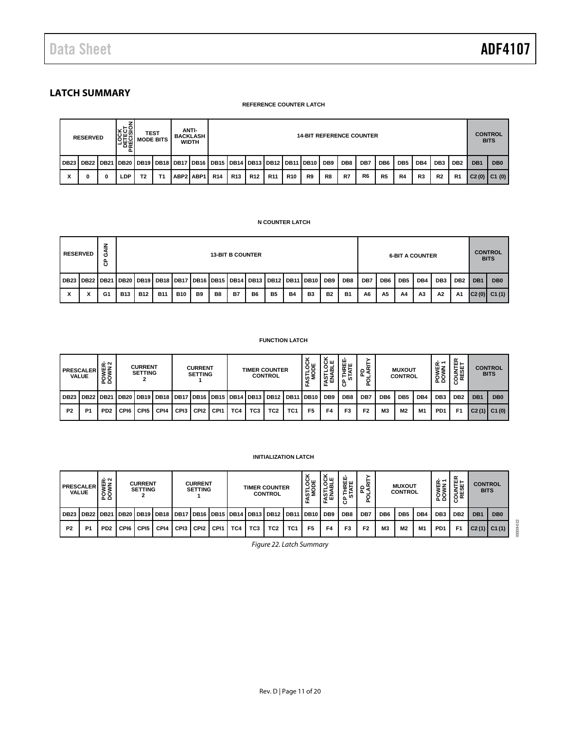## LATCH SUMMARY

**REFERENCE COUNTER LATCH**

| RESERVED | | | LOCK DETECT PRECISION | TEST MODE BITS | | ANTI-BACKLASH WIDTH | | 14-BIT REFERENCE COUNTER | | | | | | | | | | | | | | CONTROL BITS | |
|---|---|---|---|---|---|---|---|---|---|---|---|---|---|---|---|---|---|---|---|---|---|---|---|
| DB23 | DB22 | DB21 | DB20 | DB19 | DB18 | DB17 | DB16 | DB15 | DB14 | DB13 | DB12 | DB11 | DB10 | DB9 | DB8 | DB7 | DB6 | DB5 | DB4 | DB3 | DB2 | DB1 | DB0 |
| X | 0 | 0 | LDP | T2 | T1 | ABP2 | ABP1 | R14 | R13 | R12 | R11 | R10 | R9 | R8 | R7 | R6 | R5 | R4 | R3 | R2 | R1 | C2 (0) | C1 (0) |

**N COUNTER LATCH**

| RESERVED | | CP GAIN | 13-BIT B COUNTER | | | | | | | | | | | | | 6-BIT A COUNTER | | | | | | CONTROL BITS | |
|---|---|---|---|---|---|---|---|---|---|---|---|---|---|---|---|---|---|---|---|---|---|---|---|
| DB23 | DB22 | DB21 | DB20 | DB19 | DB18 | DB17 | DB16 | DB15 | DB14 | DB13 | DB12 | DB11 | DB10 | DB9 | DB8 | DB7 | DB6 | DB5 | DB4 | DB3 | DB2 | DB1 | DB0 |
| X | X | G1 | B13 | B12 | B11 | B10 | B9 | B8 | B7 | B6 | B5 | B4 | B3 | B2 | B1 | A6 | A5 | A4 | A3 | A2 | A1 | C2 (0) | C1 (1) |

**FUNCTION LATCH**

| PRESCALER VALUE | | POWER-DOWN 2 | CURRENT SETTING 2 | | | CURRENT SETTING 1 | | | TIMER COUNTER CONTROL | | | | FASTLOCK MODE | FASTLOCK ENABLE | CP THREE-STATE | PD POLARITY | MUXOUT CONTROL | | | POWER-DOWN 1 | COUNTER RESET | CONTROL BITS | |
|---|---|---|---|---|---|---|---|---|---|---|---|---|---|---|---|---|---|---|---|---|---|---|---|
| DB23 | DB22 | DB21 | DB20 | DB19 | DB18 | DB17 | DB16 | DB15 | DB14 | DB13 | DB12 | DB11 | DB10 | DB9 | DB8 | DB7 | DB6 | DB5 | DB4 | DB3 | DB2 | DB1 | DB0 |
| P2 | P1 | PD2 | CPI6 | CPI5 | CPI4 | CPI3 | CPI2 | CPI1 | TC4 | TC3 | TC2 | TC1 | F5 | F4 | F3 | F2 | M3 | M2 | M1 | PD1 | F1 | C2 (1) | C1 (0) |

**INITIALIZATION LATCH**

| PRESCALER VALUE | | POWER-DOWN 2 | CURRENT SETTING 2 | | | CURRENT SETTING 1 | | | TIMER COUNTER CONTROL | | | | FASTLOCK MODE | FASTLOCK ENABLE | CP THREE-STATE | PD POLARITY | MUXOUT CONTROL | | | POWER-DOWN 1 | COUNTER RESET | CONTROL BITS | |
|---|---|---|---|---|---|---|---|---|---|---|---|---|---|---|---|---|---|---|---|---|---|---|---|
| DB23 | DB22 | DB21 | DB20 | DB19 | DB18 | DB17 | DB16 | DB15 | DB14 | DB13 | DB12 | DB11 | DB10 | DB9 | DB8 | DB7 | DB6 | DB5 | DB4 | DB3 | DB2 | DB1 | DB0 |
| P2 | P1 | PD2 | CPI6 | CPI5 | CPI4 | CPI3 | CPI2 | CPI1 | TC4 | TC3 | TC2 | TC1 | F5 | F4 | F3 | F2 | M3 | M2 | M1 | PD1 | F1 | C2 (1) | C1 (1) |

*Figure 22. Latch Summary*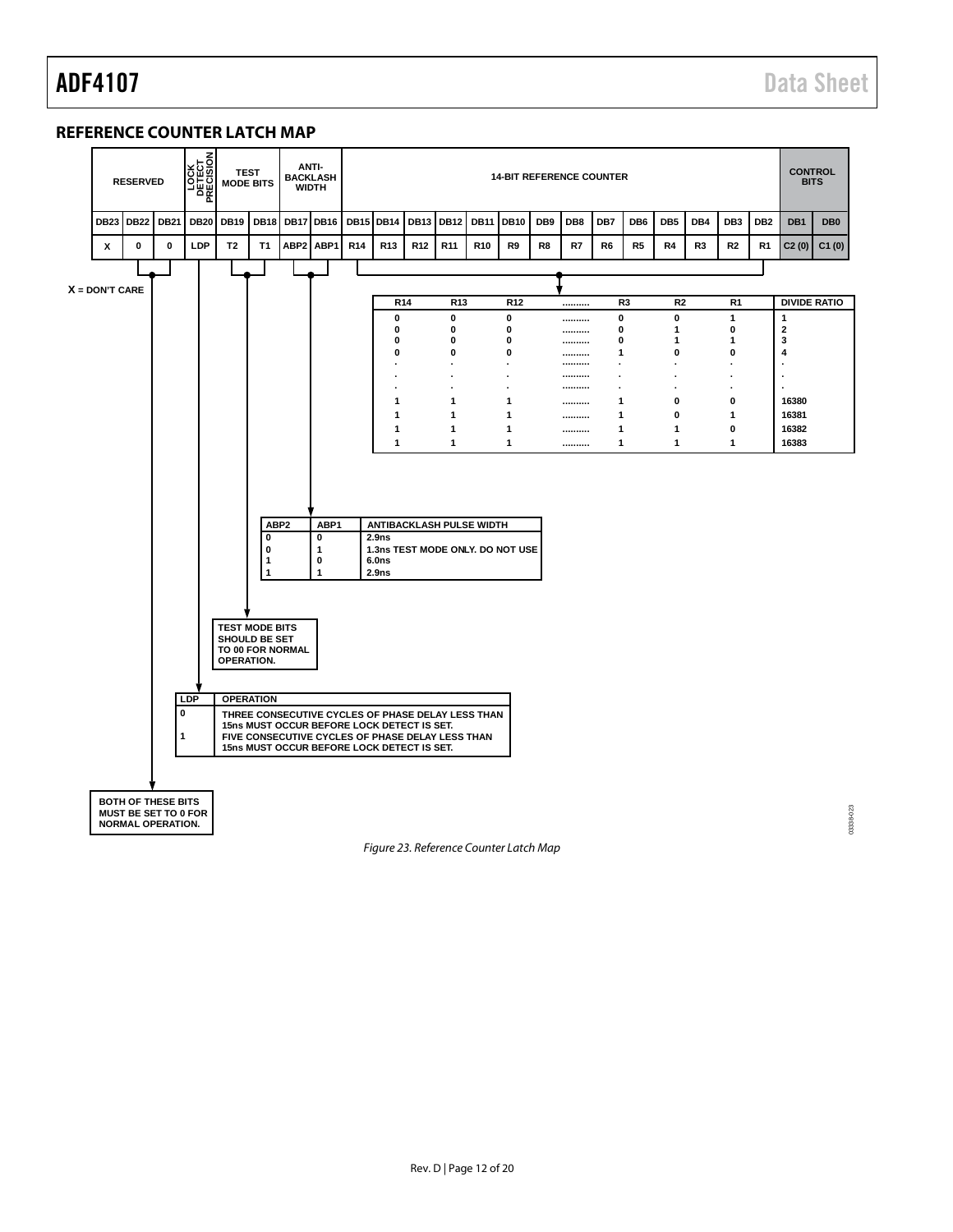## REFERENCE COUNTER LATCH MAP

| RESERVED | | | LOCK DETECT PRECISION | TEST MODE BITS | | ANTI-BACKLASH WIDTH | | 14-BIT REFERENCE COUNTER | | | | | | | | | | | | | | CONTROL BITS | |
|---|---|---|---|---|---|---|---|---|---|---|---|---|---|---|---|---|---|---|---|---|---|---|---|
| DB23 | DB22 | DB21 | DB20 | DB19 | DB18 | DB17 | DB16 | DB15 | DB14 | DB13 | DB12 | DB11 | DB10 | DB9 | DB8 | DB7 | DB6 | DB5 | DB4 | DB3 | DB2 | DB1 | DB0 |
| X | 0 | 0 | LDP | T2 | T1 | ABP2 | ABP1 | R14 | R13 | R12 | R11 | R10 | R9 | R8 | R7 | R6 | R5 | R4 | R3 | R2 | R1 | C2 (0) | C1 (0) |

X = DON'T CARE

| R14 | R13 | R12 | .......... | R3 | R2 | R1 | DIVIDE RATIO |
|---|---|---|---|---|---|---|---|
| 0 | 0 | 0 | .......... | 0 | 0 | 1 | 1 |
| 0 | 0 | 0 | .......... | 0 | 1 | 0 | 2 |
| 0 | 0 | 0 | .......... | 0 | 1 | 1 | 3 |
| 0 | 0 | 0 | .......... | 1 | 0 | 0 | 4 |
| . | . | . | .......... | . | . | . | . |
| . | . | . | .......... | . | . | . | . |
| . | . | . | .......... | . | . | . | . |
| 1 | 1 | 1 | .......... | 1 | 0 | 0 | 16380 |
| 1 | 1 | 1 | .......... | 1 | 0 | 1 | 16381 |
| 1 | 1 | 1 | .......... | 1 | 1 | 0 | 16382 |
| 1 | 1 | 1 | .......... | 1 | 1 | 1 | 16383 |

| ABP2 | ABP1 | ANTIBACKLASH PULSE WIDTH |
|---|---|---|
| 0 | 0 | 2.9ns |
| 0 | 1 | 1.3ns TEST MODE ONLY. DO NOT USE |
| 1 | 0 | 6.0ns |
| 1 | 1 | 2.9ns |

TEST MODE BITS SHOULD BE SET TO 00 FOR NORMAL OPERATION.

| LDP | OPERATION |
|---|---|
| 0 | THREE CONSECUTIVE CYCLES OF PHASE DELAY LESS THAN 15ns MUST OCCUR BEFORE LOCK DETECT IS SET. |
| 1 | FIVE CONSECUTIVE CYCLES OF PHASE DELAY LESS THAN 15ns MUST OCCUR BEFORE LOCK DETECT IS SET. |

BOTH OF THESE BITS MUST BE SET TO 0 FOR NORMAL OPERATION.

03338-023

*Figure 23. Reference Counter Latch Map*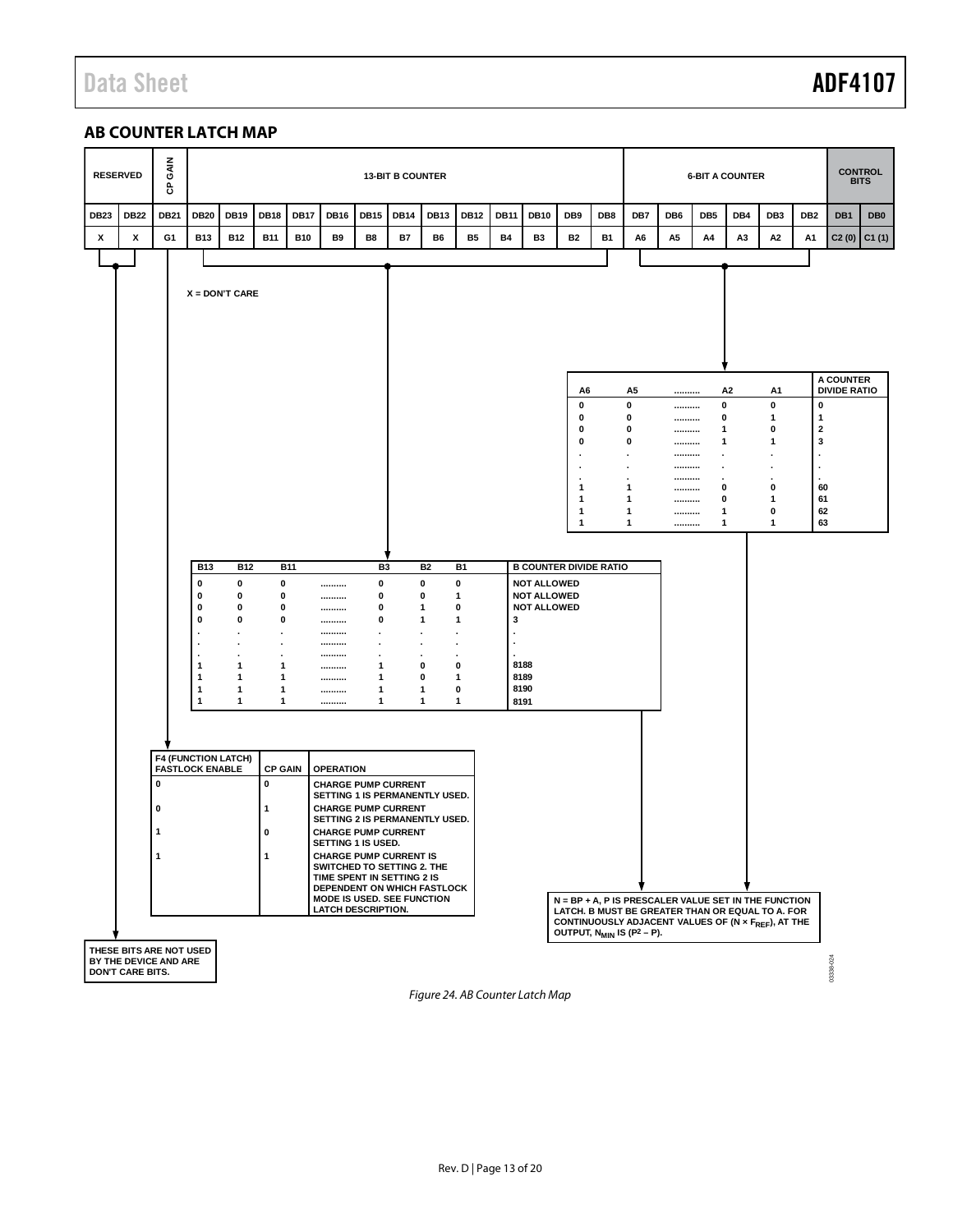## AB COUNTER LATCH MAP

| RESERVED | | CP GAIN | 13-BIT B COUNTER | | | | | | | | | | | | | 6-BIT A COUNTER | | | | | | CONTROL BITS | |
|---|---|---|---|---|---|---|---|---|---|---|---|---|---|---|---|---|---|---|---|---|---|---|---|
| DB23 | DB22 | DB21 | DB20 | DB19 | DB18 | DB17 | DB16 | DB15 | DB14 | DB13 | DB12 | DB11 | DB10 | DB9 | DB8 | DB7 | DB6 | DB5 | DB4 | DB3 | DB2 | DB1 | DB0 |
| X | X | G1 | B13 | B12 | B11 | B10 | B9 | B8 | B7 | B6 | B5 | B4 | B3 | B2 | B1 | A6 | A5 | A4 | A3 | A2 | A1 | C2 (0) | C1 (1) |

X = DON'T CARE

| A6 | A5 | .......... | A2 | A1 | A COUNTER DIVIDE RATIO |
|---|---|---|---|---|---|
| 0 | 0 | .......... | 0 | 0 | 0 |
| 0 | 0 | .......... | 0 | 1 | 1 |
| 0 | 0 | .......... | 1 | 0 | 2 |
| 0 | 0 | .......... | 1 | 1 | 3 |
| . | . | .......... | . | . | . |
| . | . | .......... | . | . | . |
| . | . | .......... | . | . | . |
| 1 | 1 | .......... | 0 | 0 | 60 |
| 1 | 1 | .......... | 0 | 1 | 61 |
| 1 | 1 | .......... | 1 | 0 | 62 |
| 1 | 1 | .......... | 1 | 1 | 63 |

| B13 | B12 | B11 | | B3 | B2 | B1 | B COUNTER DIVIDE RATIO |
|---|---|---|---|---|---|---|---|
| 0 | 0 | 0 | .......... | 0 | 0 | 0 | NOT ALLOWED |
| 0 | 0 | 0 | .......... | 0 | 0 | 1 | NOT ALLOWED |
| 0 | 0 | 0 | .......... | 0 | 1 | 0 | NOT ALLOWED |
| 0 | 0 | 0 | .......... | 0 | 1 | 1 | 3 |
| . | . | . | .......... | . | . | . | . |
| . | . | . | .......... | . | . | . | . |
| . | . | . | .......... | . | . | . | . |
| 1 | 1 | 1 | .......... | 1 | 0 | 0 | 8188 |
| 1 | 1 | 1 | .......... | 1 | 0 | 1 | 8189 |
| 1 | 1 | 1 | .......... | 1 | 1 | 0 | 8190 |
| 1 | 1 | 1 | .......... | 1 | 1 | 1 | 8191 |

| F4 (FUNCTION LATCH) FASTLOCK ENABLE | CP GAIN | OPERATION |
|---|---|---|
| 0 | 0 | CHARGE PUMP CURRENT SETTING 1 IS PERMANENTLY USED. |
| 0 | 1 | CHARGE PUMP CURRENT SETTING 2 IS PERMANENTLY USED. |
| 1 | 0 | CHARGE PUMP CURRENT SETTING 1 IS USED. |
| 1 | 1 | CHARGE PUMP CURRENT IS SWITCHED TO SETTING 2. THE TIME SPENT IN SETTING 2 IS DEPENDENT ON WHICH FASTLOCK MODE IS USED. SEE FUNCTION LATCH DESCRIPTION. |

N = BP + A, P IS PRESCALER VALUE SET IN THE FUNCTION LATCH. B MUST BE GREATER THAN OR EQUAL TO A. FOR CONTINUOUSLY ADJACENT VALUES OF ($N \times F_{REF}$), AT THE OUTPUT, $N_{MIN}$ IS ($P^2 - P$).

THESE BITS ARE NOT USED BY THE DEVICE AND ARE DON'T CARE BITS.

*Figure 24. AB Counter Latch Map*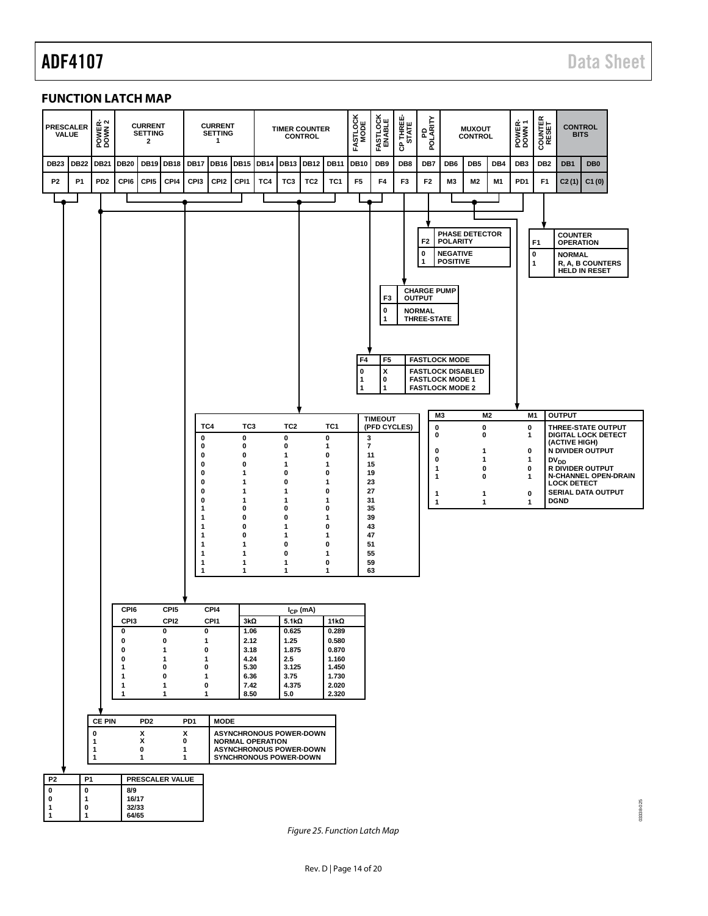## FUNCTION LATCH MAP

| PRESCALER VALUE | | POWER-DOWN 2 | CURRENT SETTING 2 | | | CURRENT SETTING 1 | | | TIMER COUNTER CONTROL | | | | FASTLOCK MODE | FASTLOCK ENABLE | CP THREE-STATE | PD POLARITY | MUXOUT CONTROL | | | POWER-DOWN 1 | COUNTER RESET | CONTROL BITS | |
|---|---|---|---|---|---|---|---|---|---|---|---|---|---|---|---|---|---|---|---|---|---|---|---|
| DB23 | DB22 | DB21 | DB20 | DB19 | DB18 | DB17 | DB16 | DB15 | DB14 | DB13 | DB12 | DB11 | DB10 | DB9 | DB8 | DB7 | DB6 | DB5 | DB4 | DB3 | DB2 | DB1 | DB0 |
| P2 | P1 | PD2 | CPI6 | CPI5 | CPI4 | CPI3 | CPI2 | CPI1 | TC4 | TC3 | TC2 | TC1 | F5 | F4 | F3 | F2 | M3 | M2 | M1 | PD1 | F1 | C2 (1) | C1 (0) |

| F2 | PHASE DETECTOR POLARITY |
|---|---|
| 0 | NEGATIVE |
| 1 | POSITIVE |

| F1 | COUNTER OPERATION |
|---|---|
| 0 | NORMAL |
| 1 | R, A, B COUNTERS HELD IN RESET |

| F3 | CHARGE PUMP OUTPUT |
|---|---|
| 0 | NORMAL |
| 1 | THREE-STATE |

| F4 | F5 | FASTLOCK MODE |
|---|---|---|
| 0 | X | FASTLOCK DISABLED |
| 1 | 0 | FASTLOCK MODE 1 |
| 1 | 1 | FASTLOCK MODE 2 |

| TC4 | TC3 | TC2 | TC1 | TIMEOUT (PFD CYCLES) |
|---|---|---|---|---|
| 0 | 0 | 0 | 0 | 3 |
| 0 | 0 | 0 | 1 | 7 |
| 0 | 0 | 1 | 0 | 11 |
| 0 | 0 | 1 | 1 | 15 |
| 0 | 1 | 0 | 0 | 19 |
| 0 | 1 | 0 | 1 | 23 |
| 0 | 1 | 1 | 0 | 27 |
| 0 | 1 | 1 | 1 | 31 |
| 1 | 0 | 0 | 0 | 35 |
| 1 | 0 | 0 | 1 | 39 |
| 1 | 0 | 1 | 0 | 43 |
| 1 | 0 | 1 | 1 | 47 |
| 1 | 1 | 0 | 0 | 51 |
| 1 | 1 | 0 | 1 | 55 |
| 1 | 1 | 1 | 0 | 59 |
| 1 | 1 | 1 | 1 | 63 |

| M3 | M2 | M1 | OUTPUT |
|---|---|---|---|
| 0 | 0 | 0 | THREE-STATE OUTPUT |
| 0 | 0 | 1 | DIGITAL LOCK DETECT (ACTIVE HIGH) |
| 0 | 1 | 0 | N DIVIDER OUTPUT |
| 0 | 1 | 1 | $DV_{DD}$ |
| 1 | 0 | 0 | R DIVIDER OUTPUT |
| 1 | 0 | 1 | N-CHANNEL OPEN-DRAIN LOCK DETECT |
| 1 | 1 | 0 | SERIAL DATA OUTPUT |
| 1 | 1 | 1 | DGND |

| CPI6 | CPI5 | CPI4 | $I_{CP}$ (mA) | | |
|---|---|---|---|---|---|
| CPI3 | CPI2 | CPI1 | 3kΩ | 5.1kΩ | 11kΩ |
| 0 | 0 | 0 | 1.06 | 0.625 | 0.289 |
| 0 | 0 | 1 | 2.12 | 1.25 | 0.580 |
| 0 | 1 | 0 | 3.18 | 1.875 | 0.870 |
| 0 | 1 | 1 | 4.24 | 2.5 | 1.160 |
| 1 | 0 | 0 | 5.30 | 3.125 | 1.450 |
| 1 | 0 | 1 | 6.36 | 3.75 | 1.730 |
| 1 | 1 | 0 | 7.42 | 4.375 | 2.020 |
| 1 | 1 | 1 | 8.50 | 5.0 | 2.320 |

| CE PIN | PD2 | PD1 | MODE |
|---|---|---|---|
| 0 | X | X | ASYNCHRONOUS POWER-DOWN |
| 1 | X | 0 | NORMAL OPERATION |
| 1 | 0 | 1 | ASYNCHRONOUS POWER-DOWN |
| 1 | 1 | 1 | SYNCHRONOUS POWER-DOWN |

| P2 | P1 | PRESCALER VALUE |
|---|---|---|
| 0 | 0 | 8/9 |
| 0 | 1 | 16/17 |
| 1 | 0 | 32/33 |
| 1 | 1 | 64/65 |

*Figure 25. Function Latch Map*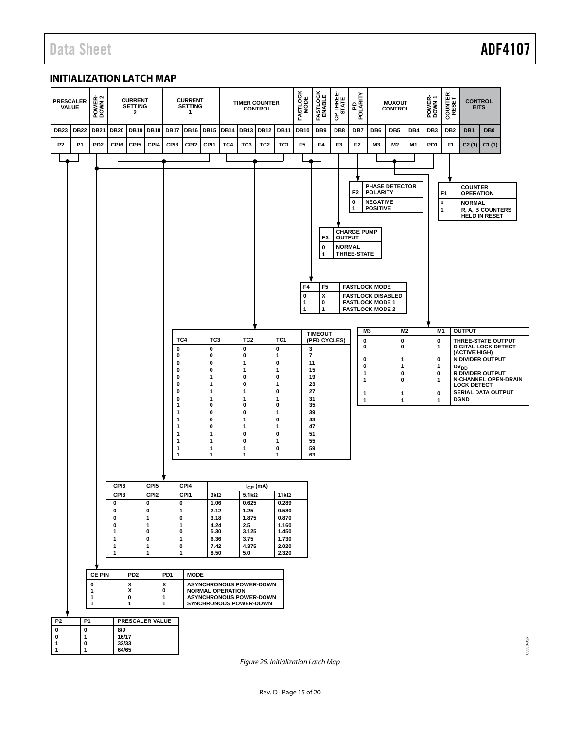## INITIALIZATION LATCH MAP

| PRESCALER VALUE | | POWER-DOWN 2 | CURRENT SETTING 2 | | | CURRENT SETTING 1 | | | TIMER COUNTER CONTROL | | | | FASTLOCK MODE | FASTLOCK ENABLE | CP THREE-STATE | PD POLARITY | MUXOUT CONTROL | | | POWER-DOWN 1 | COUNTER RESET | CONTROL BITS | |
|---|---|---|---|---|---|---|---|---|---|---|---|---|---|---|---|---|---|---|---|---|---|---|---|
| DB23 | DB22 | DB21 | DB20 | DB19 | DB18 | DB17 | DB16 | DB15 | DB14 | DB13 | DB12 | DB11 | DB10 | DB9 | DB8 | DB7 | DB6 | DB5 | DB4 | DB3 | DB2 | DB1 | DB0 |
| P2 | P1 | PD2 | CPI6 | CPI5 | CPI4 | CPI3 | CPI2 | CPI1 | TC4 | TC3 | TC2 | TC1 | F5 | F4 | F3 | F2 | M3 | M2 | M1 | PD1 | F1 | C2 (1) | C1 (1) |

| F2 | PHASE DETECTOR POLARITY |
|---|---|
| 0 | NEGATIVE |
| 1 | POSITIVE |

| F1 | COUNTER OPERATION |
|---|---|
| 0 | NORMAL |
| 1 | R, A, B COUNTERS HELD IN RESET |

| F3 | CHARGE PUMP OUTPUT |
|---|---|
| 0 | NORMAL |
| 1 | THREE-STATE |

| F4 | F5 | FASTLOCK MODE |
|---|---|---|
| 0 | X | FASTLOCK DISABLED |
| 1 | 0 | FASTLOCK MODE 1 |
| 1 | 1 | FASTLOCK MODE 2 |

| M3 | M2 | M1 | OUTPUT |
|---|---|---|---|
| 0 | 0 | 0 | THREE-STATE OUTPUT |
| 0 | 0 | 1 | DIGITAL LOCK DETECT (ACTIVE HIGH) |
| 0 | 1 | 0 | N DIVIDER OUTPUT |
| 0 | 1 | 1 | $DV_{DD}$ |
| 1 | 0 | 0 | R DIVIDER OUTPUT |
| 1 | 0 | 1 | N-CHANNEL OPEN-DRAIN LOCK DETECT |
| 1 | 1 | 0 | SERIAL DATA OUTPUT |
| 1 | 1 | 1 | DGND |

| TC4 | TC3 | TC2 | TC1 | TIMEOUT (PFD CYCLES) |
|---|---|---|---|---|
| 0 | 0 | 0 | 0 | 3 |
| 0 | 0 | 0 | 1 | 7 |
| 0 | 0 | 1 | 0 | 11 |
| 0 | 0 | 1 | 1 | 15 |
| 0 | 1 | 0 | 0 | 19 |
| 0 | 1 | 0 | 1 | 23 |
| 0 | 1 | 1 | 0 | 27 |
| 0 | 1 | 1 | 1 | 31 |
| 1 | 0 | 0 | 0 | 35 |
| 1 | 0 | 0 | 1 | 39 |
| 1 | 0 | 1 | 0 | 43 |
| 1 | 0 | 1 | 1 | 47 |
| 1 | 1 | 0 | 0 | 51 |
| 1 | 1 | 0 | 1 | 55 |
| 1 | 1 | 1 | 0 | 59 |
| 1 | 1 | 1 | 1 | 63 |

| CPI6 | CPI5 | CPI4 | $I_{CP}$ (mA) | | |
|---|---|---|---|---|---|
| CPI3 | CPI2 | CPI1 | 3kΩ | 5.1kΩ | 11kΩ |
| 0 | 0 | 0 | 1.06 | 0.625 | 0.289 |
| 0 | 0 | 1 | 2.12 | 1.25 | 0.580 |
| 0 | 1 | 0 | 3.18 | 1.875 | 0.870 |
| 0 | 1 | 1 | 4.24 | 2.5 | 1.160 |
| 1 | 0 | 0 | 5.30 | 3.125 | 1.450 |
| 1 | 0 | 1 | 6.36 | 3.75 | 1.730 |
| 1 | 1 | 0 | 7.42 | 4.375 | 2.020 |
| 1 | 1 | 1 | 8.50 | 5.0 | 2.320 |

| CE PIN | PD2 | PD1 | MODE |
|---|---|---|---|
| 0 | X | X | ASYNCHRONOUS POWER-DOWN |
| 1 | X | 0 | NORMAL OPERATION |
| 1 | 0 | 1 | ASYNCHRONOUS POWER-DOWN |
| 1 | 1 | 1 | SYNCHRONOUS POWER-DOWN |

| P2 | P1 | PRESCALER VALUE |
|---|---|---|
| 0 | 0 | 8/9 |
| 0 | 1 | 16/17 |
| 1 | 0 | 32/33 |
| 1 | 1 | 64/65 |

*Figure 26. Initialization Latch Map*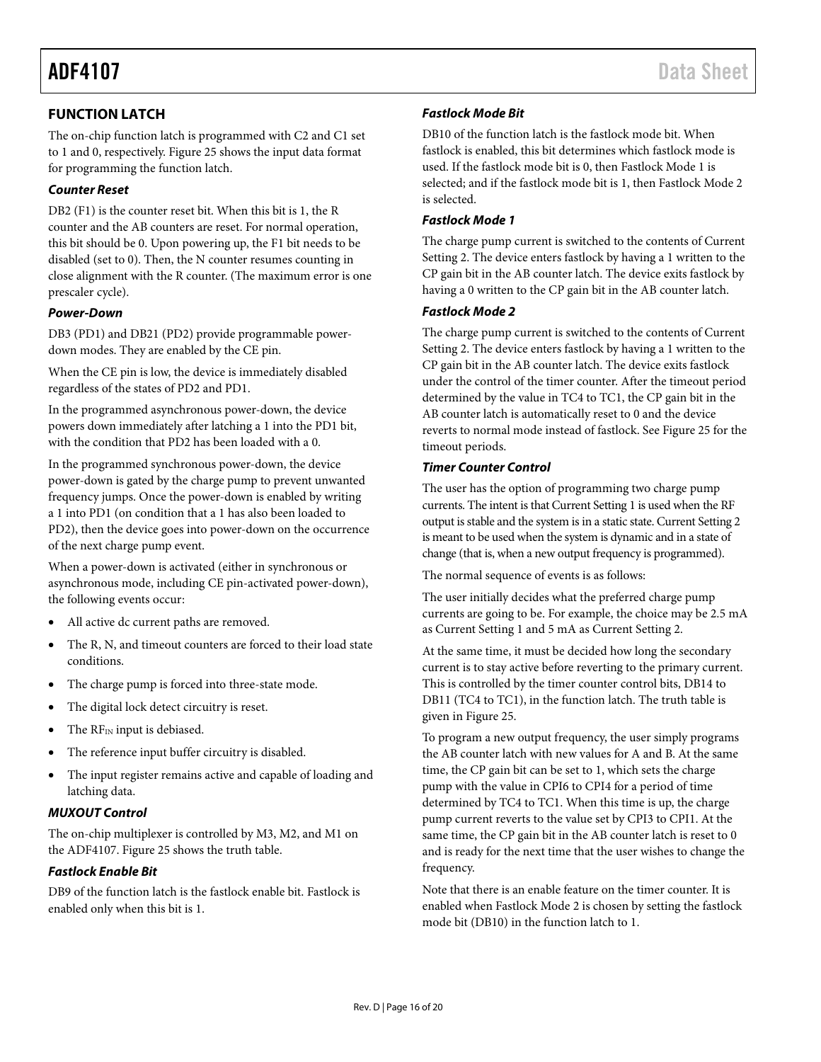## FUNCTION LATCH

The on-chip function latch is programmed with C2 and C1 set to 1 and 0, respectively. Figure 25 shows the input data format for programming the function latch.

### Counter Reset

DB2 (F1) is the counter reset bit. When this bit is 1, the R counter and the AB counters are reset. For normal operation, this bit should be 0. Upon powering up, the F1 bit needs to be disabled (set to 0). Then, the N counter resumes counting in close alignment with the R counter. (The maximum error is one prescaler cycle).

### Power-Down

DB3 (PD1) and DB21 (PD2) provide programmable power-down modes. They are enabled by the CE pin.

When the CE pin is low, the device is immediately disabled regardless of the states of PD2 and PD1.

In the programmed asynchronous power-down, the device powers down immediately after latching a 1 into the PD1 bit, with the condition that PD2 has been loaded with a 0.

In the programmed synchronous power-down, the device power-down is gated by the charge pump to prevent unwanted frequency jumps. Once the power-down is enabled by writing a 1 into PD1 (on condition that a 1 has also been loaded to PD2), then the device goes into power-down on the occurrence of the next charge pump event.

When a power-down is activated (either in synchronous or asynchronous mode, including CE pin-activated power-down), the following events occur:

- All active dc current paths are removed.
- The R, N, and timeout counters are forced to their load state conditions.
- The charge pump is forced into three-state mode.
- The digital lock detect circuitry is reset.
- The $RF_{IN}$ input is debiased.
- The reference input buffer circuitry is disabled.
- The input register remains active and capable of loading and latching data.

### MUXOUT Control

The on-chip multiplexer is controlled by M3, M2, and M1 on the ADF4107. Figure 25 shows the truth table.

### Fastlock Enable Bit

DB9 of the function latch is the fastlock enable bit. Fastlock is enabled only when this bit is 1.

### Fastlock Mode Bit

DB10 of the function latch is the fastlock mode bit. When fastlock is enabled, this bit determines which fastlock mode is used. If the fastlock mode bit is 0, then Fastlock Mode 1 is selected; and if the fastlock mode bit is 1, then Fastlock Mode 2 is selected.

### Fastlock Mode 1

The charge pump current is switched to the contents of Current Setting 2. The device enters fastlock by having a 1 written to the CP gain bit in the AB counter latch. The device exits fastlock by having a 0 written to the CP gain bit in the AB counter latch.

### Fastlock Mode 2

The charge pump current is switched to the contents of Current Setting 2. The device enters fastlock by having a 1 written to the CP gain bit in the AB counter latch. The device exits fastlock under the control of the timer counter. After the timeout period determined by the value in TC4 to TC1, the CP gain bit in the AB counter latch is automatically reset to 0 and the device reverts to normal mode instead of fastlock. See Figure 25 for the timeout periods.

### Timer Counter Control

The user has the option of programming two charge pump currents. The intent is that Current Setting 1 is used when the RF output is stable and the system is in a static state. Current Setting 2 is meant to be used when the system is dynamic and in a state of change (that is, when a new output frequency is programmed).

The normal sequence of events is as follows:

The user initially decides what the preferred charge pump currents are going to be. For example, the choice may be 2.5 mA as Current Setting 1 and 5 mA as Current Setting 2.

At the same time, it must be decided how long the secondary current is to stay active before reverting to the primary current. This is controlled by the timer counter control bits, DB14 to DB11 (TC4 to TC1), in the function latch. The truth table is given in Figure 25.

To program a new output frequency, the user simply programs the AB counter latch with new values for A and B. At the same time, the CP gain bit can be set to 1, which sets the charge pump with the value in CPI6 to CPI4 for a period of time determined by TC4 to TC1. When this time is up, the charge pump current reverts to the value set by CPI3 to CPI1. At the same time, the CP gain bit in the AB counter latch is reset to 0 and is ready for the next time that the user wishes to change the frequency.

Note that there is an enable feature on the timer counter. It is enabled when Fastlock Mode 2 is chosen by setting the fastlock mode bit (DB10) in the function latch to 1.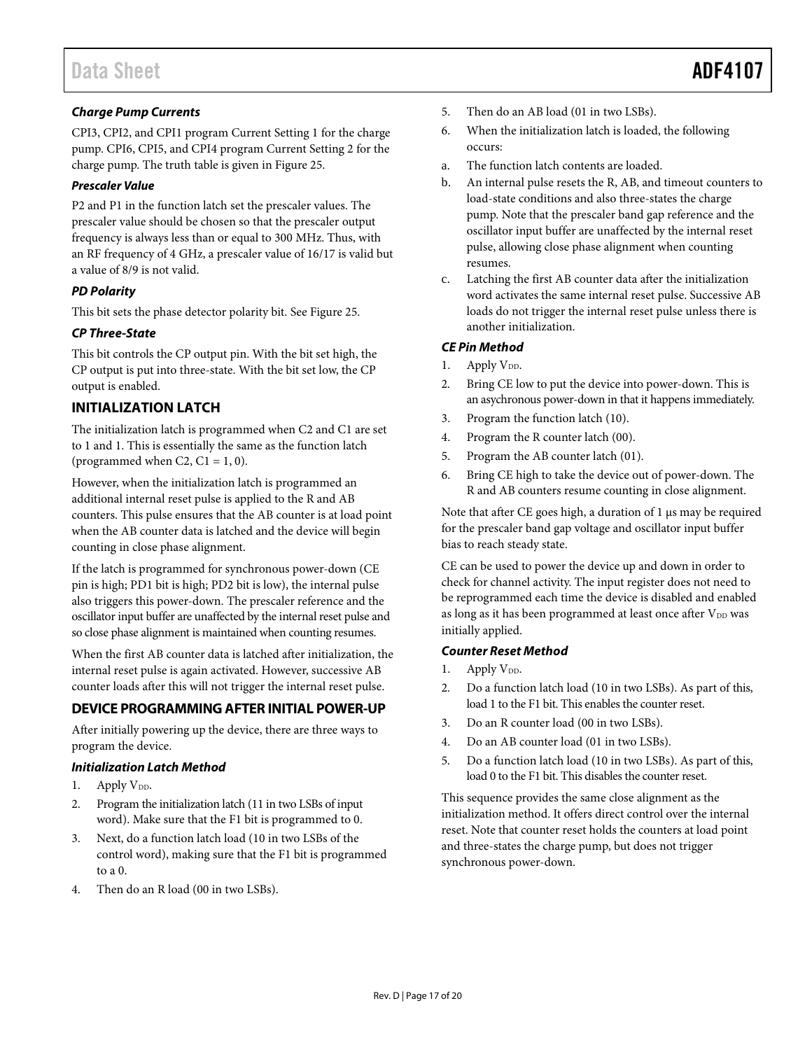### *Charge Pump Currents*

CPI3, CPI2, and CPI1 program Current Setting 1 for the charge pump. CPI6, CPI5, and CPI4 program Current Setting 2 for the charge pump. The truth table is given in Figure 25.

### *Prescaler Value*

P2 and P1 in the function latch set the prescaler values. The prescaler value should be chosen so that the prescaler output frequency is always less than or equal to 300 MHz. Thus, with an RF frequency of 4 GHz, a prescaler value of 16/17 is valid but a value of 8/9 is not valid.

### *PD Polarity*

This bit sets the phase detector polarity bit. See Figure 25.

### *CP Three-State*

This bit controls the CP output pin. With the bit set high, the CP output is put into three-state. With the bit set low, the CP output is enabled.

## INITIALIZATION LATCH

The initialization latch is programmed when C2 and C1 are set to 1 and 1. This is essentially the same as the function latch (programmed when C2, C1 = 1, 0).

However, when the initialization latch is programmed an additional internal reset pulse is applied to the R and AB counters. This pulse ensures that the AB counter is at load point when the AB counter data is latched and the device will begin counting in close phase alignment.

If the latch is programmed for synchronous power-down (CE pin is high; PD1 bit is high; PD2 bit is low), the internal pulse also triggers this power-down. The prescaler reference and the oscillator input buffer are unaffected by the internal reset pulse and so close phase alignment is maintained when counting resumes.

When the first AB counter data is latched after initialization, the internal reset pulse is again activated. However, successive AB counter loads after this will not trigger the internal reset pulse.

## DEVICE PROGRAMMING AFTER INITIAL POWER-UP

After initially powering up the device, there are three ways to program the device.

### *Initialization Latch Method*

1. Apply $V_{DD}$.
2. Program the initialization latch (11 in two LSBs of input word). Make sure that the F1 bit is programmed to 0.
3. Next, do a function latch load (10 in two LSBs of the control word), making sure that the F1 bit is programmed to a 0.
4. Then do an R load (00 in two LSBs).
5. Then do an AB load (01 in two LSBs).
6. When the initialization latch is loaded, the following occurs:
   a. The function latch contents are loaded.
   b. An internal pulse resets the R, AB, and timeout counters to load-state conditions and also three-states the charge pump. Note that the prescaler band gap reference and the oscillator input buffer are unaffected by the internal reset pulse, allowing close phase alignment when counting resumes.
   c. Latching the first AB counter data after the initialization word activates the same internal reset pulse. Successive AB loads do not trigger the internal reset pulse unless there is another initialization.

### *CE Pin Method*

1. Apply $V_{DD}$.
2. Bring CE low to put the device into power-down. This is an asychronous power-down in that it happens immediately.
3. Program the function latch (10).
4. Program the R counter latch (00).
5. Program the AB counter latch (01).
6. Bring CE high to take the device out of power-down. The R and AB counters resume counting in close alignment.

Note that after CE goes high, a duration of 1 μs may be required for the prescaler band gap voltage and oscillator input buffer bias to reach steady state.

CE can be used to power the device up and down in order to check for channel activity. The input register does not need to be reprogrammed each time the device is disabled and enabled as long as it has been programmed at least once after $V_{DD}$ was initially applied.

### *Counter Reset Method*

1. Apply $V_{DD}$.
2. Do a function latch load (10 in two LSBs). As part of this, load 1 to the F1 bit. This enables the counter reset.
3. Do an R counter load (00 in two LSBs).
4. Do an AB counter load (01 in two LSBs).
5. Do a function latch load (10 in two LSBs). As part of this, load 0 to the F1 bit. This disables the counter reset.

This sequence provides the same close alignment as the initialization method. It offers direct control over the internal reset. Note that counter reset holds the counters at load point and three-states the charge pump, but does not trigger synchronous power-down.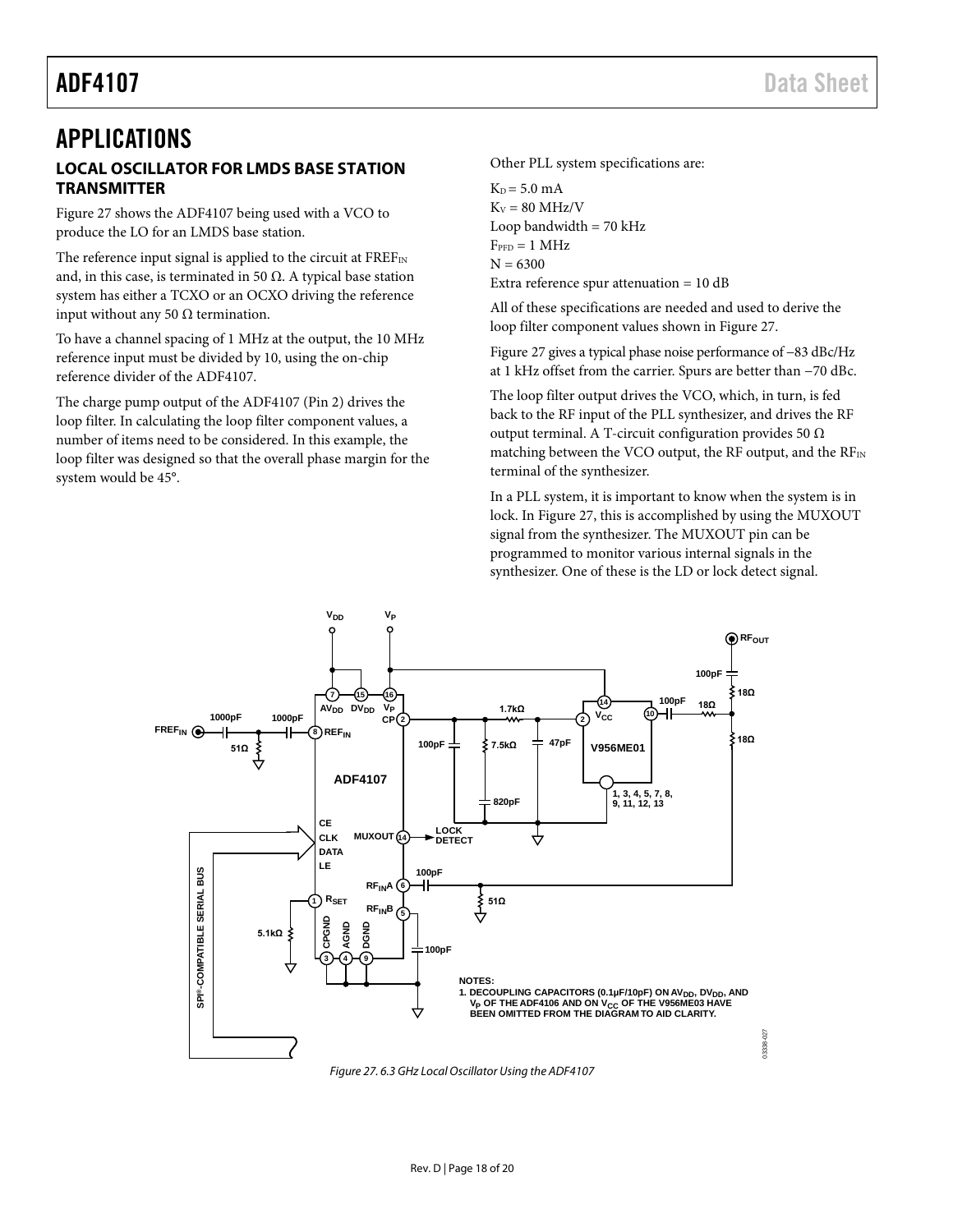# APPLICATIONS

## LOCAL OSCILLATOR FOR LMDS BASE STATION TRANSMITTER

Figure 27 shows the ADF4107 being used with a VCO to produce the LO for an LMDS base station.

The reference input signal is applied to the circuit at $FREF_{IN}$ and, in this case, is terminated in 50 Ω. A typical base station system has either a TCXO or an OCXO driving the reference input without any 50 Ω termination.

To have a channel spacing of 1 MHz at the output, the 10 MHz reference input must be divided by 10, using the on-chip reference divider of the ADF4107.

The charge pump output of the ADF4107 (Pin 2) drives the loop filter. In calculating the loop filter component values, a number of items need to be considered. In this example, the loop filter was designed so that the overall phase margin for the system would be 45°.

Other PLL system specifications are:

$K_D$ = 5.0 mA
$K_V$ = 80 MHz/V
Loop bandwidth = 70 kHz
$F_{PFD}$ = 1 MHz
N = 6300
Extra reference spur attenuation = 10 dB

All of these specifications are needed and used to derive the loop filter component values shown in Figure 27.

Figure 27 gives a typical phase noise performance of −83 dBc/Hz at 1 kHz offset from the carrier. Spurs are better than −70 dBc.

The loop filter output drives the VCO, which, in turn, is fed back to the RF input of the PLL synthesizer, and drives the RF output terminal. A T-circuit configuration provides 50 Ω matching between the VCO output, the RF output, and the $RF_{IN}$ terminal of the synthesizer.

In a PLL system, it is important to know when the system is in lock. In Figure 27, this is accomplished by using the MUXOUT signal from the synthesizer. The MUXOUT pin can be programmed to monitor various internal signals in the synthesizer. One of these is the LD or lock detect signal.

NOTES:
1. DECOUPLING CAPACITORS (0.1µF/10pF) ON $AV_{DD}$, $DV_{DD}$, AND $V_P$ OF THE ADF4106 AND ON $V_{CC}$ OF THE V956ME03 HAVE BEEN OMITTED FROM THE DIAGRAM TO AID CLARITY.

*Figure 27. 6.3 GHz Local Oscillator Using the ADF4107*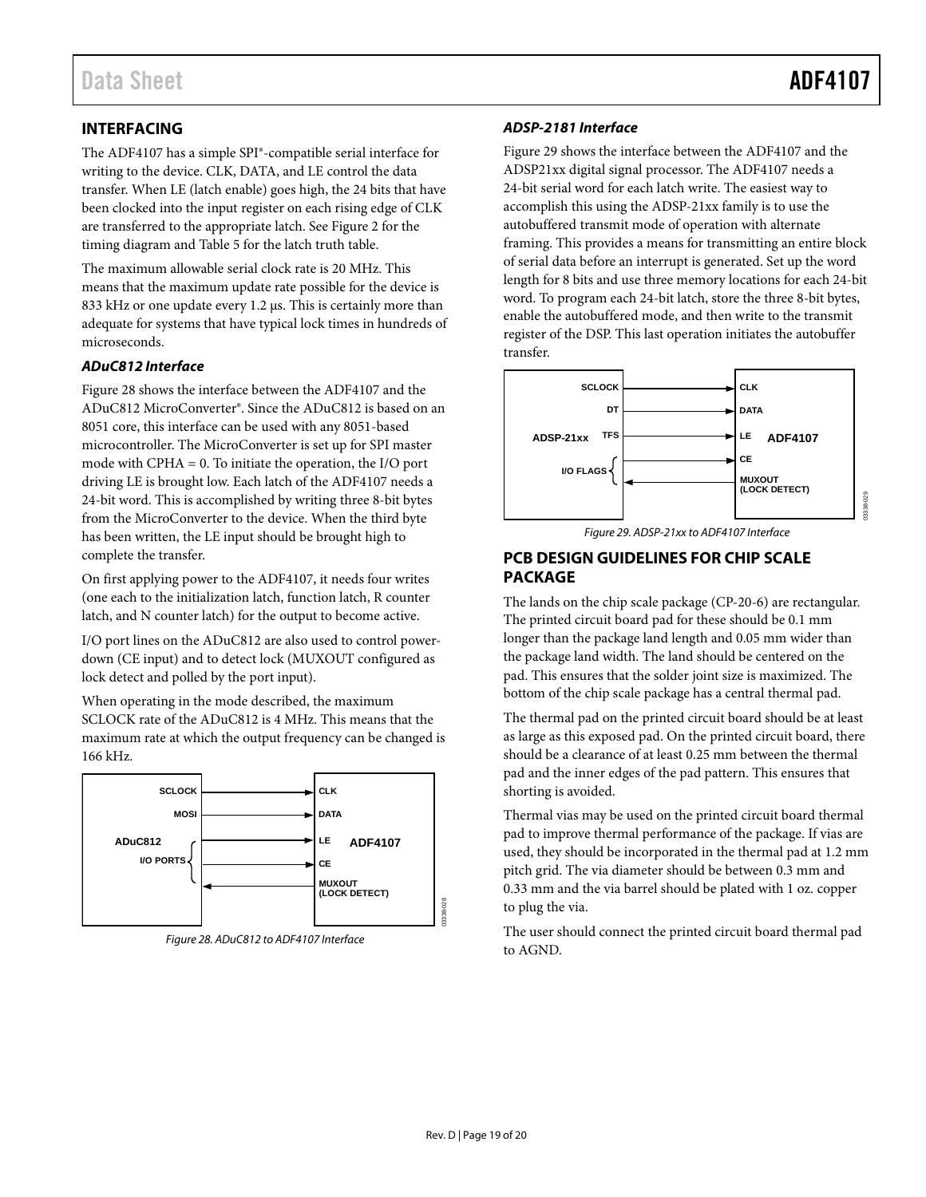## INTERFACING

The ADF4107 has a simple SPI®-compatible serial interface for writing to the device. CLK, DATA, and LE control the data transfer. When LE (latch enable) goes high, the 24 bits that have been clocked into the input register on each rising edge of CLK are transferred to the appropriate latch. See Figure 2 for the timing diagram and Table 5 for the latch truth table.

The maximum allowable serial clock rate is 20 MHz. This means that the maximum update rate possible for the device is 833 kHz or one update every 1.2 µs. This is certainly more than adequate for systems that have typical lock times in hundreds of microseconds.

### *ADuC812 Interface*

Figure 28 shows the interface between the ADF4107 and the ADuC812 MicroConverter®. Since the ADuC812 is based on an 8051 core, this interface can be used with any 8051-based microcontroller. The MicroConverter is set up for SPI master mode with CPHA = 0. To initiate the operation, the I/O port driving LE is brought low. Each latch of the ADF4107 needs a 24-bit word. This is accomplished by writing three 8-bit bytes from the MicroConverter to the device. When the third byte has been written, the LE input should be brought high to complete the transfer.

On first applying power to the ADF4107, it needs four writes (one each to the initialization latch, function latch, R counter latch, and N counter latch) for the output to become active.

I/O port lines on the ADuC812 are also used to control power-down (CE input) and to detect lock (MUXOUT configured as lock detect and polled by the port input).

When operating in the mode described, the maximum SCLOCK rate of the ADuC812 is 4 MHz. This means that the maximum rate at which the output frequency can be changed is 166 kHz.

Figure 28. ADuC812 to ADF4107 Interface

### *ADSP-2181 Interface*

Figure 29 shows the interface between the ADF4107 and the ADSP21xx digital signal processor. The ADF4107 needs a 24-bit serial word for each latch write. The easiest way to accomplish this using the ADSP-21xx family is to use the autobuffered transmit mode of operation with alternate framing. This provides a means for transmitting an entire block of serial data before an interrupt is generated. Set up the word length for 8 bits and use three memory locations for each 24-bit word. To program each 24-bit latch, store the three 8-bit bytes, enable the autobuffered mode, and then write to the transmit register of the DSP. This last operation initiates the autobuffer transfer.

Figure 29. ADSP-21xx to ADF4107 Interface

## PCB DESIGN GUIDELINES FOR CHIP SCALE PACKAGE

The lands on the chip scale package (CP-20-6) are rectangular. The printed circuit board pad for these should be 0.1 mm longer than the package land length and 0.05 mm wider than the package land width. The land should be centered on the pad. This ensures that the solder joint size is maximized. The bottom of the chip scale package has a central thermal pad.

The thermal pad on the printed circuit board should be at least as large as this exposed pad. On the printed circuit board, there should be a clearance of at least 0.25 mm between the thermal pad and the inner edges of the pad pattern. This ensures that shorting is avoided.

Thermal vias may be used on the printed circuit board thermal pad to improve thermal performance of the package. If vias are used, they should be incorporated in the thermal pad at 1.2 mm pitch grid. The via diameter should be between 0.3 mm and 0.33 mm and the via barrel should be plated with 1 oz. copper to plug the via.

The user should connect the printed circuit board thermal pad to AGND.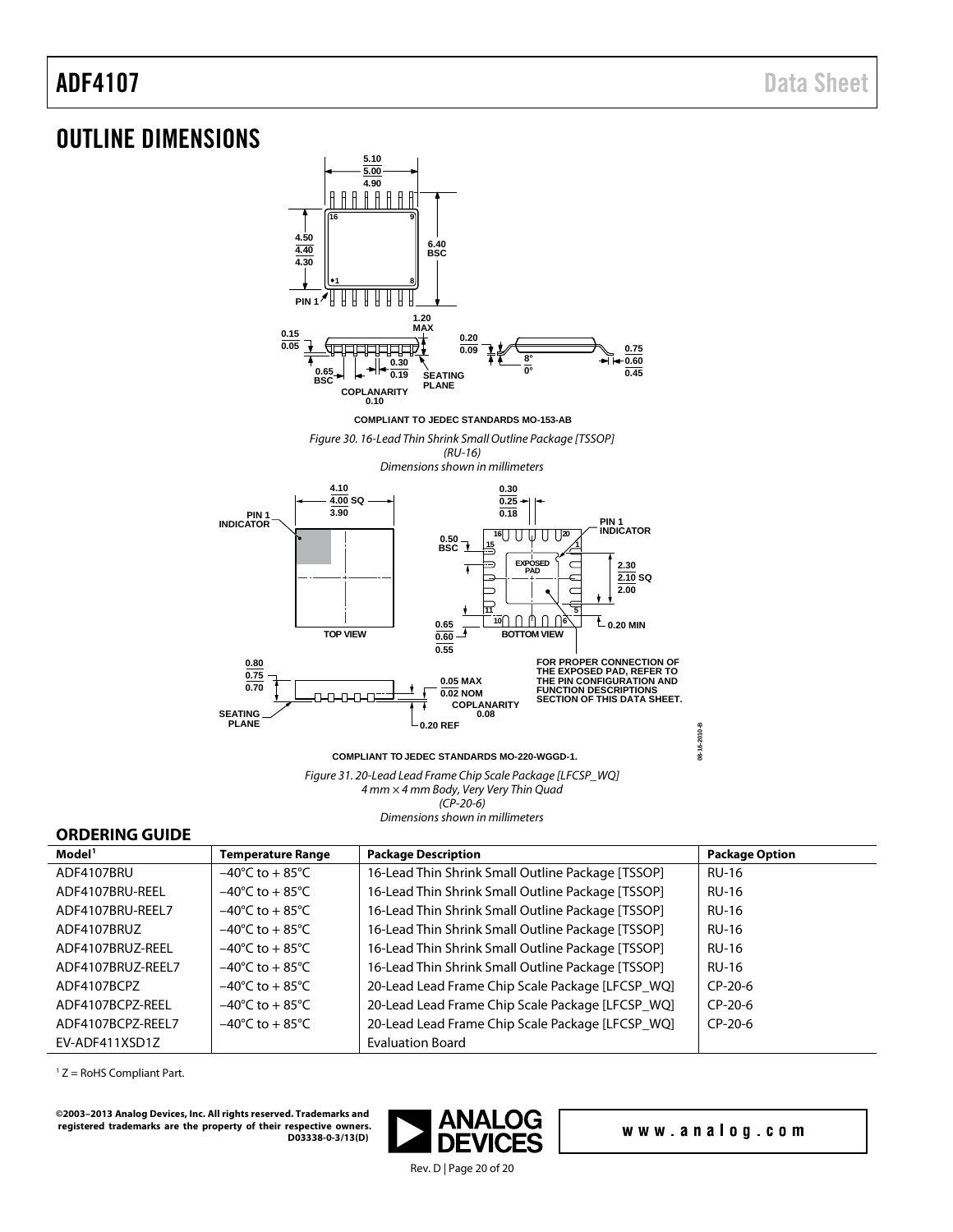# OUTLINE DIMENSIONS

5.10
5.00
4.90

16
9

4.50
4.40
4.30

6.40
BSC

1
8

PIN 1

1.20
MAX

0.15
0.05

0.20
0.09

0.75
0.60
0.45

8°
0°

0.30
0.19

0.65
BSC

SEATING
PLANE

COPLANARITY
0.10

COMPLIANT TO JEDEC STANDARDS MO-153-AB

*Figure 30. 16-Lead Thin Shrink Small Outline Package [TSSOP]*
*(RU-16)*
*Dimensions shown in millimeters*

PIN 1
INDICATOR

4.10
4.00 SQ
3.90

TOP VIEW

0.30
0.25
0.18

0.50
BSC

16
20
15
1

EXPOSED
PAD

2.30
2.10 SQ
2.00

11
5
10
6

0.65
0.60
0.55

BOTTOM VIEW

0.20 MIN

PIN 1
INDICATOR

FOR PROPER CONNECTION OF THE EXPOSED PAD, REFER TO THE PIN CONFIGURATION AND FUNCTION DESCRIPTIONS SECTION OF THIS DATA SHEET.

0.80
0.75
0.70

0.05 MAX
0.02 NOM

COPLANARITY
0.08

SEATING
PLANE

0.20 REF

08-16-2010-B

COMPLIANT TO JEDEC STANDARDS MO-220-WGGD-1.

*Figure 31. 20-Lead Lead Frame Chip Scale Package [LFCSP_WQ]*
*4 mm × 4 mm Body, Very Very Thin Quad*
*(CP-20-6)*
*Dimensions shown in millimeters*

## ORDERING GUIDE

| Model[1] | Temperature Range | Package Description | Package Option |
|---|---|---|---|
| ADF4107BRU | −40°C to + 85°C | 16-Lead Thin Shrink Small Outline Package [TSSOP] | RU-16 |
| ADF4107BRU-REEL | −40°C to + 85°C | 16-Lead Thin Shrink Small Outline Package [TSSOP] | RU-16 |
| ADF4107BRU-REEL7 | −40°C to + 85°C | 16-Lead Thin Shrink Small Outline Package [TSSOP] | RU-16 |
| ADF4107BRUZ | −40°C to + 85°C | 16-Lead Thin Shrink Small Outline Package [TSSOP] | RU-16 |
| ADF4107BRUZ-REEL | −40°C to + 85°C | 16-Lead Thin Shrink Small Outline Package [TSSOP] | RU-16 |
| ADF4107BRUZ-REEL7 | −40°C to + 85°C | 16-Lead Thin Shrink Small Outline Package [TSSOP] | RU-16 |
| ADF4107BCPZ | −40°C to + 85°C | 20-Lead Lead Frame Chip Scale Package [LFCSP_WQ] | CP-20-6 |
| ADF4107BCPZ-REEL | −40°C to + 85°C | 20-Lead Lead Frame Chip Scale Package [LFCSP_WQ] | CP-20-6 |
| ADF4107BCPZ-REEL7 | −40°C to + 85°C | 20-Lead Lead Frame Chip Scale Package [LFCSP_WQ] | CP-20-6 |
| EV-ADF411XSD1Z | | Evaluation Board | |

[1] Z = RoHS Compliant Part.

**©2003–2013 Analog Devices, Inc. All rights reserved. Trademarks and registered trademarks are the property of their respective owners. D03338-0-3/13(D)**

www.analog.com